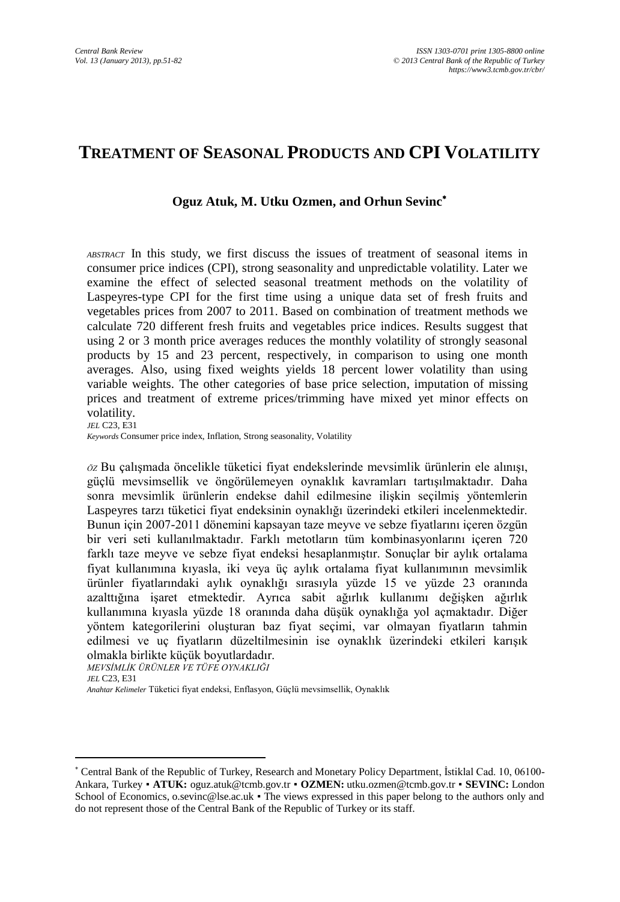# TREATMENT OF SEASONAL PRODUCTS AND CPI VOLATILITY

**Oguz Atuk, M. Utku Ozmen, and Orhun Sevinc**[*]

*ABSTRACT* In this study, we first discuss the issues of treatment of seasonal items in consumer price indices (CPI), strong seasonality and unpredictable volatility. Later we examine the effect of selected seasonal treatment methods on the volatility of Laspeyres-type CPI for the first time using a unique data set of fresh fruits and vegetables prices from 2007 to 2011. Based on combination of treatment methods we calculate 720 different fresh fruits and vegetables price indices. Results suggest that using 2 or 3 month price averages reduces the monthly volatility of strongly seasonal products by 15 and 23 percent, respectively, in comparison to using one month averages. Also, using fixed weights yields 18 percent lower volatility than using variable weights. The other categories of base price selection, imputation of missing prices and treatment of extreme prices/trimming have mixed yet minor effects on volatility.

*JEL* C23, E31

*Keywords* Consumer price index, Inflation, Strong seasonality, Volatility

*ÖZ* Bu çalışmada öncelikle tüketici fiyat endekslerinde mevsimlik ürünlerin ele alınışı, güçlü mevsimsellik ve öngörülemeyen oynaklık kavramları tartışılmaktadır. Daha sonra mevsimlik ürünlerin endekse dahil edilmesine ilişkin seçilmiş yöntemlerin Laspeyres tarzı tüketici fiyat endeksinin oynaklığı üzerindeki etkileri incelenmektedir. Bunun için 2007-2011 dönemini kapsayan taze meyve ve sebze fiyatlarını içeren özgün bir veri seti kullanılmaktadır. Farklı metotların tüm kombinasyonlarını içeren 720 farklı taze meyve ve sebze fiyat endeksi hesaplanmıştır. Sonuçlar bir aylık ortalama fiyat kullanımına kıyasla, iki veya üç aylık ortalama fiyat kullanımının mevsimlik ürünler fiyatlarındaki aylık oynaklığı sırasıyla yüzde 15 ve yüzde 23 oranında azalttığına işaret etmektedir. Ayrıca sabit ağırlık kullanımı değişken ağırlık kullanımına kıyasla yüzde 18 oranında daha düşük oynaklığa yol açmaktadır. Diğer yöntem kategorilerini oluşturan baz fiyat seçimi, var olmayan fiyatların tahmin edilmesi ve uç fiyatların düzeltilmesinin ise oynaklık üzerindeki etkileri karışık olmakla birlikte küçük boyutlardadır.

*MEVSİMLİK ÜRÜNLER VE TÜFE OYNAKLIĞI*

*JEL* C23, E31

*Anahtar Kelimeler* Tüketici fiyat endeksi, Enflasyon, Güçlü mevsimsellik, Oynaklık

---

[*] Central Bank of the Republic of Turkey, Research and Monetary Policy Department, İstiklal Cad. 10, 06100-Ankara, Turkey ▪ **ATUK:** oguz.atuk@tcmb.gov.tr ▪ **OZMEN:** utku.ozmen@tcmb.gov.tr ▪ **SEVINC:** London School of Economics, o.sevinc@lse.ac.uk ▪ The views expressed in this paper belong to the authors only and do not represent those of the Central Bank of the Republic of Turkey or its staff.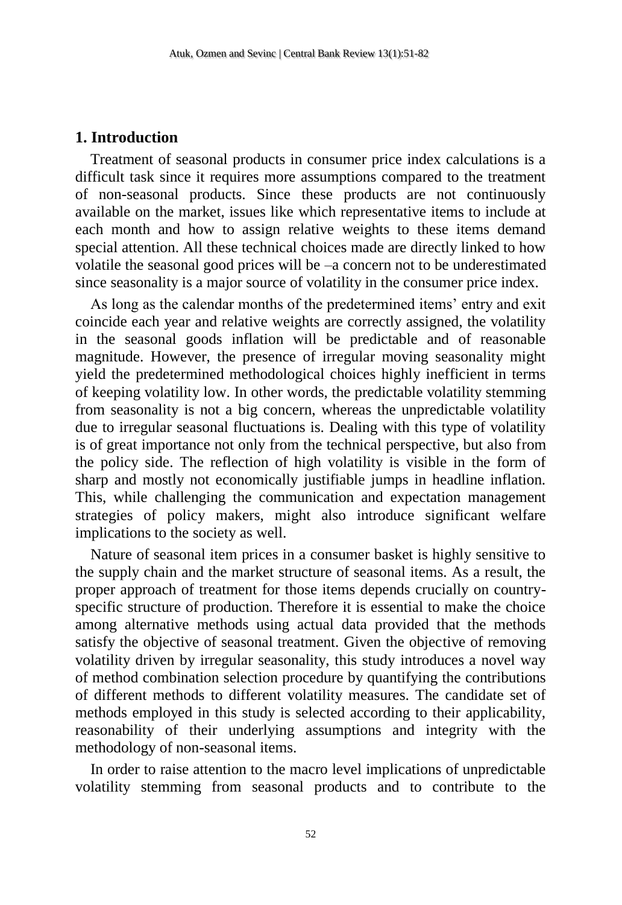## 1. Introduction

Treatment of seasonal products in consumer price index calculations is a difficult task since it requires more assumptions compared to the treatment of non-seasonal products. Since these products are not continuously available on the market, issues like which representative items to include at each month and how to assign relative weights to these items demand special attention. All these technical choices made are directly linked to how volatile the seasonal good prices will be –a concern not to be underestimated since seasonality is a major source of volatility in the consumer price index.

As long as the calendar months of the predetermined items' entry and exit coincide each year and relative weights are correctly assigned, the volatility in the seasonal goods inflation will be predictable and of reasonable magnitude. However, the presence of irregular moving seasonality might yield the predetermined methodological choices highly inefficient in terms of keeping volatility low. In other words, the predictable volatility stemming from seasonality is not a big concern, whereas the unpredictable volatility due to irregular seasonal fluctuations is. Dealing with this type of volatility is of great importance not only from the technical perspective, but also from the policy side. The reflection of high volatility is visible in the form of sharp and mostly not economically justifiable jumps in headline inflation. This, while challenging the communication and expectation management strategies of policy makers, might also introduce significant welfare implications to the society as well.

Nature of seasonal item prices in a consumer basket is highly sensitive to the supply chain and the market structure of seasonal items. As a result, the proper approach of treatment for those items depends crucially on country-specific structure of production. Therefore it is essential to make the choice among alternative methods using actual data provided that the methods satisfy the objective of seasonal treatment. Given the objective of removing volatility driven by irregular seasonality, this study introduces a novel way of method combination selection procedure by quantifying the contributions of different methods to different volatility measures. The candidate set of methods employed in this study is selected according to their applicability, reasonability of their underlying assumptions and integrity with the methodology of non-seasonal items.

In order to raise attention to the macro level implications of unpredictable volatility stemming from seasonal products and to contribute to the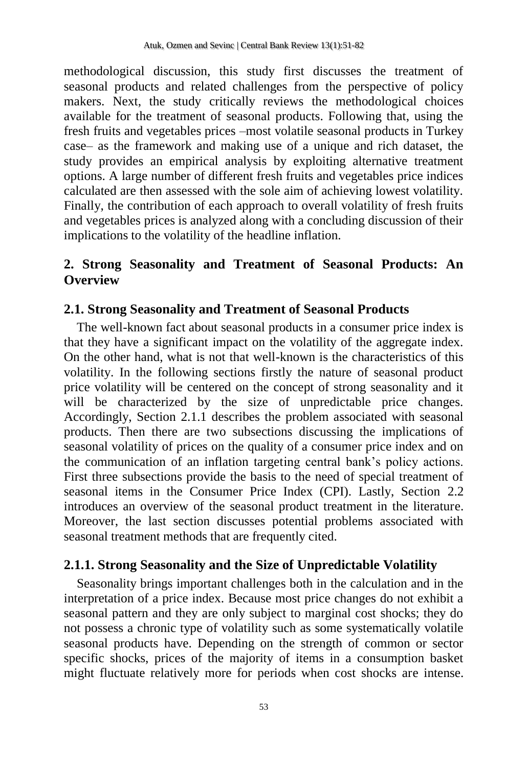methodological discussion, this study first discusses the treatment of seasonal products and related challenges from the perspective of policy makers. Next, the study critically reviews the methodological choices available for the treatment of seasonal products. Following that, using the fresh fruits and vegetables prices –most volatile seasonal products in Turkey case– as the framework and making use of a unique and rich dataset, the study provides an empirical analysis by exploiting alternative treatment options. A large number of different fresh fruits and vegetables price indices calculated are then assessed with the sole aim of achieving lowest volatility. Finally, the contribution of each approach to overall volatility of fresh fruits and vegetables prices is analyzed along with a concluding discussion of their implications to the volatility of the headline inflation.

## 2. Strong Seasonality and Treatment of Seasonal Products: An Overview

### 2.1. Strong Seasonality and Treatment of Seasonal Products

The well-known fact about seasonal products in a consumer price index is that they have a significant impact on the volatility of the aggregate index. On the other hand, what is not that well-known is the characteristics of this volatility. In the following sections firstly the nature of seasonal product price volatility will be centered on the concept of strong seasonality and it will be characterized by the size of unpredictable price changes. Accordingly, Section 2.1.1 describes the problem associated with seasonal products. Then there are two subsections discussing the implications of seasonal volatility of prices on the quality of a consumer price index and on the communication of an inflation targeting central bank's policy actions. First three subsections provide the basis to the need of special treatment of seasonal items in the Consumer Price Index (CPI). Lastly, Section 2.2 introduces an overview of the seasonal product treatment in the literature. Moreover, the last section discusses potential problems associated with seasonal treatment methods that are frequently cited.

#### 2.1.1. Strong Seasonality and the Size of Unpredictable Volatility

Seasonality brings important challenges both in the calculation and in the interpretation of a price index. Because most price changes do not exhibit a seasonal pattern and they are only subject to marginal cost shocks; they do not possess a chronic type of volatility such as some systematically volatile seasonal products have. Depending on the strength of common or sector specific shocks, prices of the majority of items in a consumption basket might fluctuate relatively more for periods when cost shocks are intense.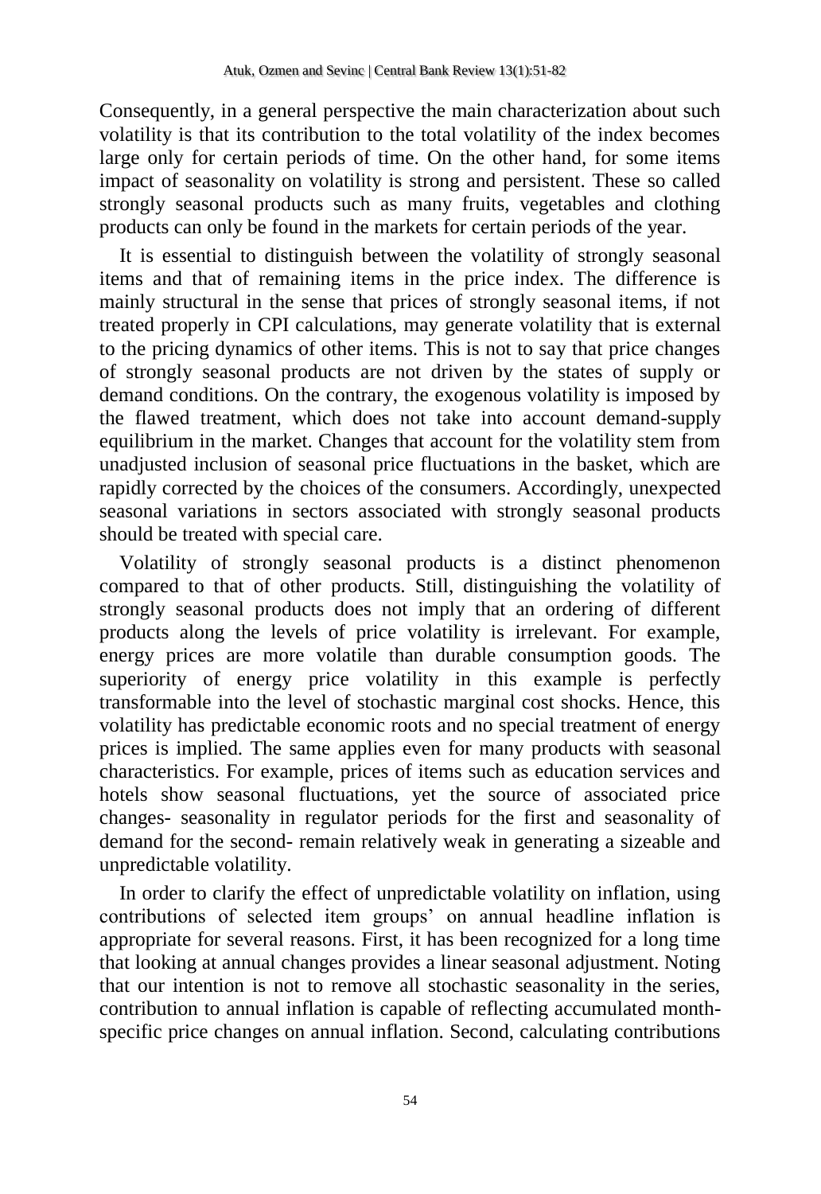Consequently, in a general perspective the main characterization about such volatility is that its contribution to the total volatility of the index becomes large only for certain periods of time. On the other hand, for some items impact of seasonality on volatility is strong and persistent. These so called strongly seasonal products such as many fruits, vegetables and clothing products can only be found in the markets for certain periods of the year.

It is essential to distinguish between the volatility of strongly seasonal items and that of remaining items in the price index. The difference is mainly structural in the sense that prices of strongly seasonal items, if not treated properly in CPI calculations, may generate volatility that is external to the pricing dynamics of other items. This is not to say that price changes of strongly seasonal products are not driven by the states of supply or demand conditions. On the contrary, the exogenous volatility is imposed by the flawed treatment, which does not take into account demand-supply equilibrium in the market. Changes that account for the volatility stem from unadjusted inclusion of seasonal price fluctuations in the basket, which are rapidly corrected by the choices of the consumers. Accordingly, unexpected seasonal variations in sectors associated with strongly seasonal products should be treated with special care.

Volatility of strongly seasonal products is a distinct phenomenon compared to that of other products. Still, distinguishing the volatility of strongly seasonal products does not imply that an ordering of different products along the levels of price volatility is irrelevant. For example, energy prices are more volatile than durable consumption goods. The superiority of energy price volatility in this example is perfectly transformable into the level of stochastic marginal cost shocks. Hence, this volatility has predictable economic roots and no special treatment of energy prices is implied. The same applies even for many products with seasonal characteristics. For example, prices of items such as education services and hotels show seasonal fluctuations, yet the source of associated price changes- seasonality in regulator periods for the first and seasonality of demand for the second- remain relatively weak in generating a sizeable and unpredictable volatility.

In order to clarify the effect of unpredictable volatility on inflation, using contributions of selected item groups' on annual headline inflation is appropriate for several reasons. First, it has been recognized for a long time that looking at annual changes provides a linear seasonal adjustment. Noting that our intention is not to remove all stochastic seasonality in the series, contribution to annual inflation is capable of reflecting accumulated month-specific price changes on annual inflation. Second, calculating contributions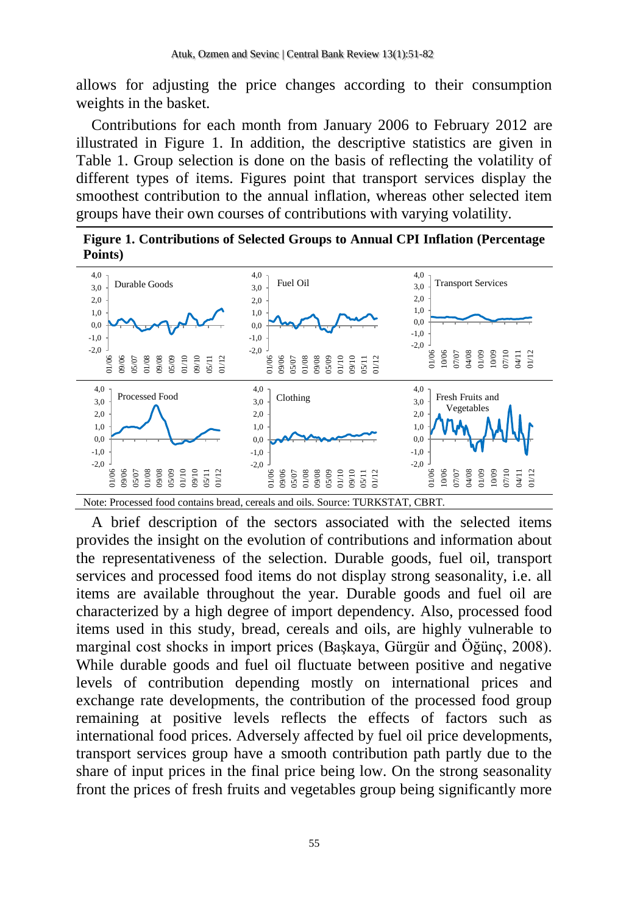allows for adjusting the price changes according to their consumption weights in the basket.

Contributions for each month from January 2006 to February 2012 are illustrated in Figure 1. In addition, the descriptive statistics are given in Table 1. Group selection is done on the basis of reflecting the volatility of different types of items. Figures point that transport services display the smoothest contribution to the annual inflation, whereas other selected item groups have their own courses of contributions with varying volatility.

**Figure 1. Contributions of Selected Groups to Annual CPI Inflation (Percentage Points)**

Note: Processed food contains bread, cereals and oils. Source: TURKSTAT, CBRT.

A brief description of the sectors associated with the selected items provides the insight on the evolution of contributions and information about the representativeness of the selection. Durable goods, fuel oil, transport services and processed food items do not display strong seasonality, i.e. all items are available throughout the year. Durable goods and fuel oil are characterized by a high degree of import dependency. Also, processed food items used in this study, bread, cereals and oils, are highly vulnerable to marginal cost shocks in import prices (Başkaya, Gürgür and Öğünç, 2008). While durable goods and fuel oil fluctuate between positive and negative levels of contribution depending mostly on international prices and exchange rate developments, the contribution of the processed food group remaining at positive levels reflects the effects of factors such as international food prices. Adversely affected by fuel oil price developments, transport services group have a smooth contribution path partly due to the share of input prices in the final price being low. On the strong seasonality front the prices of fresh fruits and vegetables group being significantly more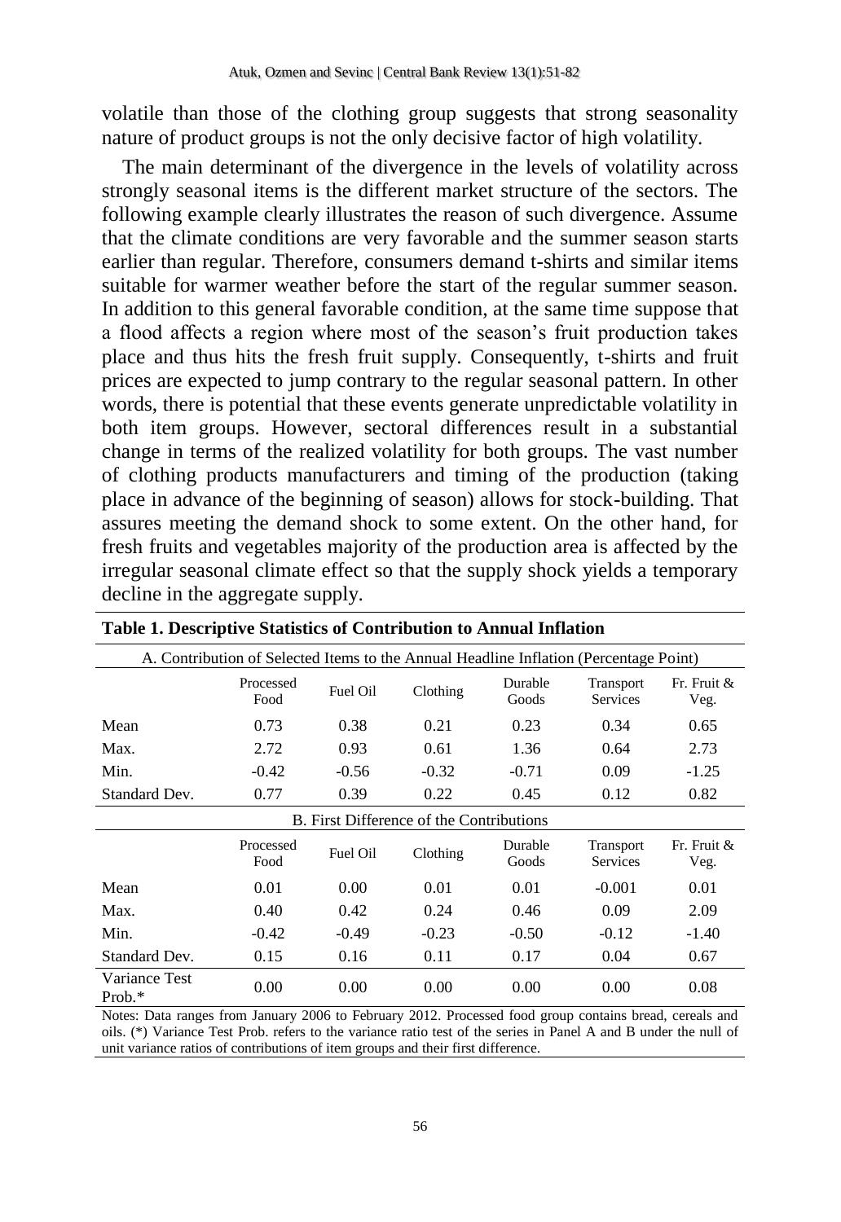volatile than those of the clothing group suggests that strong seasonality nature of product groups is not the only decisive factor of high volatility.

The main determinant of the divergence in the levels of volatility across strongly seasonal items is the different market structure of the sectors. The following example clearly illustrates the reason of such divergence. Assume that the climate conditions are very favorable and the summer season starts earlier than regular. Therefore, consumers demand t-shirts and similar items suitable for warmer weather before the start of the regular summer season. In addition to this general favorable condition, at the same time suppose that a flood affects a region where most of the season's fruit production takes place and thus hits the fresh fruit supply. Consequently, t-shirts and fruit prices are expected to jump contrary to the regular seasonal pattern. In other words, there is potential that these events generate unpredictable volatility in both item groups. However, sectoral differences result in a substantial change in terms of the realized volatility for both groups. The vast number of clothing products manufacturers and timing of the production (taking place in advance of the beginning of season) allows for stock-building. That assures meeting the demand shock to some extent. On the other hand, for fresh fruits and vegetables majority of the production area is affected by the irregular seasonal climate effect so that the supply shock yields a temporary decline in the aggregate supply.

**Table 1. Descriptive Statistics of Contribution to Annual Inflation**

| A. Contribution of Selected Items to the Annual Headline Inflation (Percentage Point) | | | | | | |
|---|---|---|---|---|---|---|
| | Processed Food | Fuel Oil | Clothing | Durable Goods | Transport Services | Fr. Fruit & Veg. |
| Mean | 0.73 | 0.38 | 0.21 | 0.23 | 0.34 | 0.65 |
| Max. | 2.72 | 0.93 | 0.61 | 1.36 | 0.64 | 2.73 |
| Min. | -0.42 | -0.56 | -0.32 | -0.71 | 0.09 | -1.25 |
| Standard Dev. | 0.77 | 0.39 | 0.22 | 0.45 | 0.12 | 0.82 |
| **B. First Difference of the Contributions** | | | | | | |
| | Processed Food | Fuel Oil | Clothing | Durable Goods | Transport Services | Fr. Fruit & Veg. |
| Mean | 0.01 | 0.00 | 0.01 | 0.01 | -0.001 | 0.01 |
| Max. | 0.40 | 0.42 | 0.24 | 0.46 | 0.09 | 2.09 |
| Min. | -0.42 | -0.49 | -0.23 | -0.50 | -0.12 | -1.40 |
| Standard Dev. | 0.15 | 0.16 | 0.11 | 0.17 | 0.04 | 0.67 |
| Variance Test Prob.* | 0.00 | 0.00 | 0.00 | 0.00 | 0.00 | 0.08 |

Notes: Data ranges from January 2006 to February 2012. Processed food group contains bread, cereals and oils. (*) Variance Test Prob. refers to the variance ratio test of the series in Panel A and B under the null of unit variance ratios of contributions of item groups and their first difference.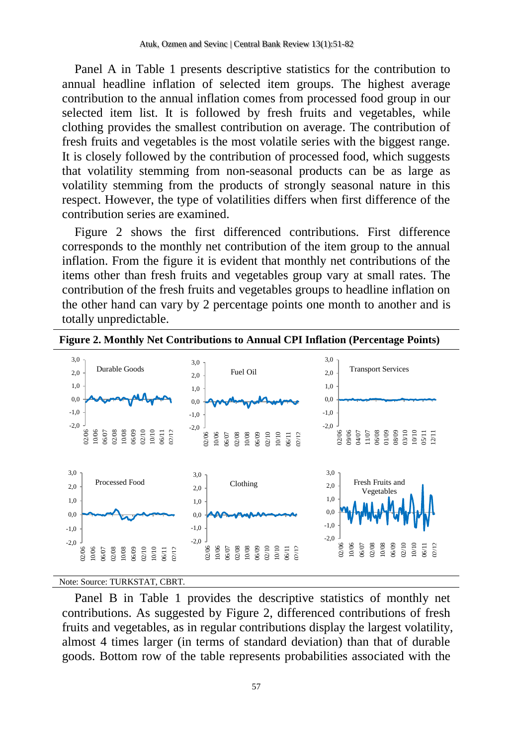Panel A in Table 1 presents descriptive statistics for the contribution to annual headline inflation of selected item groups. The highest average contribution to the annual inflation comes from processed food group in our selected item list. It is followed by fresh fruits and vegetables, while clothing provides the smallest contribution on average. The contribution of fresh fruits and vegetables is the most volatile series with the biggest range. It is closely followed by the contribution of processed food, which suggests that volatility stemming from non-seasonal products can be as large as volatility stemming from the products of strongly seasonal nature in this respect. However, the type of volatilities differs when first difference of the contribution series are examined.

Figure 2 shows the first differenced contributions. First difference corresponds to the monthly net contribution of the item group to the annual inflation. From the figure it is evident that monthly net contributions of the items other than fresh fruits and vegetables group vary at small rates. The contribution of the fresh fruits and vegetables groups to headline inflation on the other hand can vary by 2 percentage points one month to another and is totally unpredictable.

**Figure 2. Monthly Net Contributions to Annual CPI Inflation (Percentage Points)**

Note: Source: TURKSTAT, CBRT.

Panel B in Table 1 provides the descriptive statistics of monthly net contributions. As suggested by Figure 2, differenced contributions of fresh fruits and vegetables, as in regular contributions display the largest volatility, almost 4 times larger (in terms of standard deviation) than that of durable goods. Bottom row of the table represents probabilities associated with the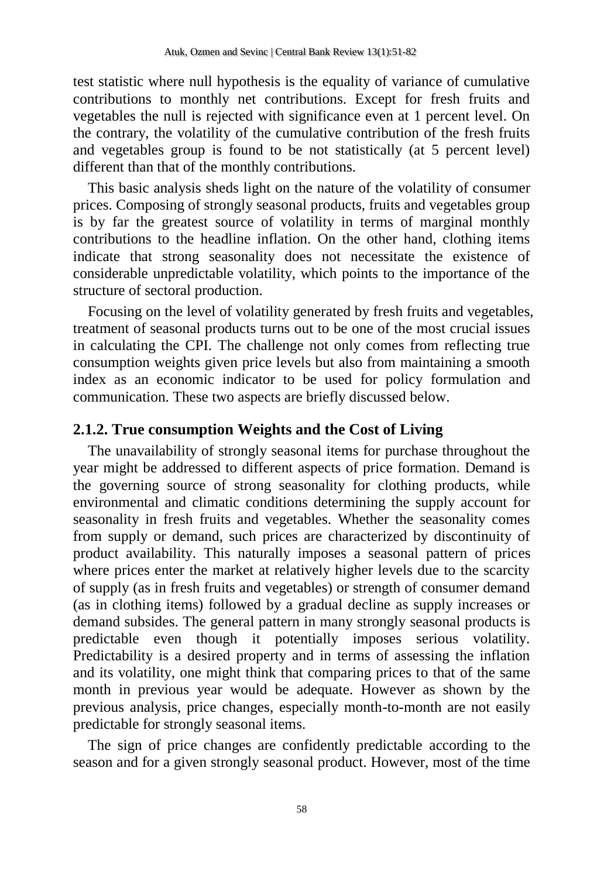test statistic where null hypothesis is the equality of variance of cumulative contributions to monthly net contributions. Except for fresh fruits and vegetables the null is rejected with significance even at 1 percent level. On the contrary, the volatility of the cumulative contribution of the fresh fruits and vegetables group is found to be not statistically (at 5 percent level) different than that of the monthly contributions.

This basic analysis sheds light on the nature of the volatility of consumer prices. Composing of strongly seasonal products, fruits and vegetables group is by far the greatest source of volatility in terms of marginal monthly contributions to the headline inflation. On the other hand, clothing items indicate that strong seasonality does not necessitate the existence of considerable unpredictable volatility, which points to the importance of the structure of sectoral production.

Focusing on the level of volatility generated by fresh fruits and vegetables, treatment of seasonal products turns out to be one of the most crucial issues in calculating the CPI. The challenge not only comes from reflecting true consumption weights given price levels but also from maintaining a smooth index as an economic indicator to be used for policy formulation and communication. These two aspects are briefly discussed below.

### 2.1.2. True consumption Weights and the Cost of Living

The unavailability of strongly seasonal items for purchase throughout the year might be addressed to different aspects of price formation. Demand is the governing source of strong seasonality for clothing products, while environmental and climatic conditions determining the supply account for seasonality in fresh fruits and vegetables. Whether the seasonality comes from supply or demand, such prices are characterized by discontinuity of product availability. This naturally imposes a seasonal pattern of prices where prices enter the market at relatively higher levels due to the scarcity of supply (as in fresh fruits and vegetables) or strength of consumer demand (as in clothing items) followed by a gradual decline as supply increases or demand subsides. The general pattern in many strongly seasonal products is predictable even though it potentially imposes serious volatility. Predictability is a desired property and in terms of assessing the inflation and its volatility, one might think that comparing prices to that of the same month in previous year would be adequate. However as shown by the previous analysis, price changes, especially month-to-month are not easily predictable for strongly seasonal items.

The sign of price changes are confidently predictable according to the season and for a given strongly seasonal product. However, most of the time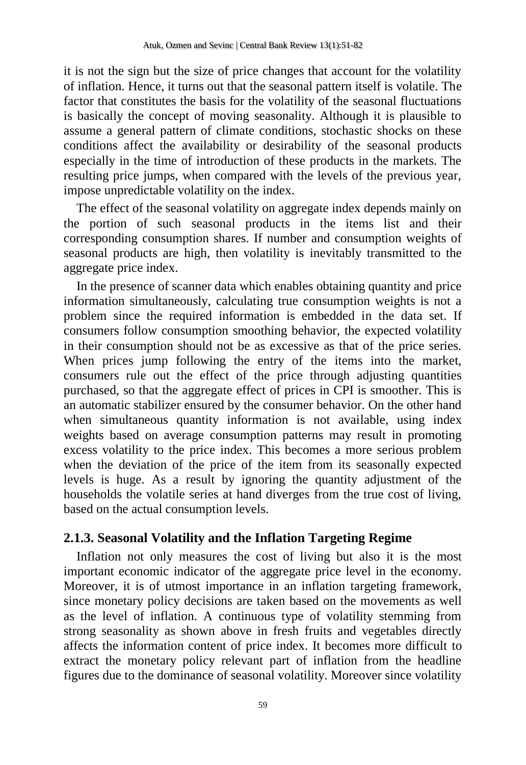it is not the sign but the size of price changes that account for the volatility of inflation. Hence, it turns out that the seasonal pattern itself is volatile. The factor that constitutes the basis for the volatility of the seasonal fluctuations is basically the concept of moving seasonality. Although it is plausible to assume a general pattern of climate conditions, stochastic shocks on these conditions affect the availability or desirability of the seasonal products especially in the time of introduction of these products in the markets. The resulting price jumps, when compared with the levels of the previous year, impose unpredictable volatility on the index.

The effect of the seasonal volatility on aggregate index depends mainly on the portion of such seasonal products in the items list and their corresponding consumption shares. If number and consumption weights of seasonal products are high, then volatility is inevitably transmitted to the aggregate price index.

In the presence of scanner data which enables obtaining quantity and price information simultaneously, calculating true consumption weights is not a problem since the required information is embedded in the data set. If consumers follow consumption smoothing behavior, the expected volatility in their consumption should not be as excessive as that of the price series. When prices jump following the entry of the items into the market, consumers rule out the effect of the price through adjusting quantities purchased, so that the aggregate effect of prices in CPI is smoother. This is an automatic stabilizer ensured by the consumer behavior. On the other hand when simultaneous quantity information is not available, using index weights based on average consumption patterns may result in promoting excess volatility to the price index. This becomes a more serious problem when the deviation of the price of the item from its seasonally expected levels is huge. As a result by ignoring the quantity adjustment of the households the volatile series at hand diverges from the true cost of living, based on the actual consumption levels.

### 2.1.3. Seasonal Volatility and the Inflation Targeting Regime

Inflation not only measures the cost of living but also it is the most important economic indicator of the aggregate price level in the economy. Moreover, it is of utmost importance in an inflation targeting framework, since monetary policy decisions are taken based on the movements as well as the level of inflation. A continuous type of volatility stemming from strong seasonality as shown above in fresh fruits and vegetables directly affects the information content of price index. It becomes more difficult to extract the monetary policy relevant part of inflation from the headline figures due to the dominance of seasonal volatility. Moreover since volatility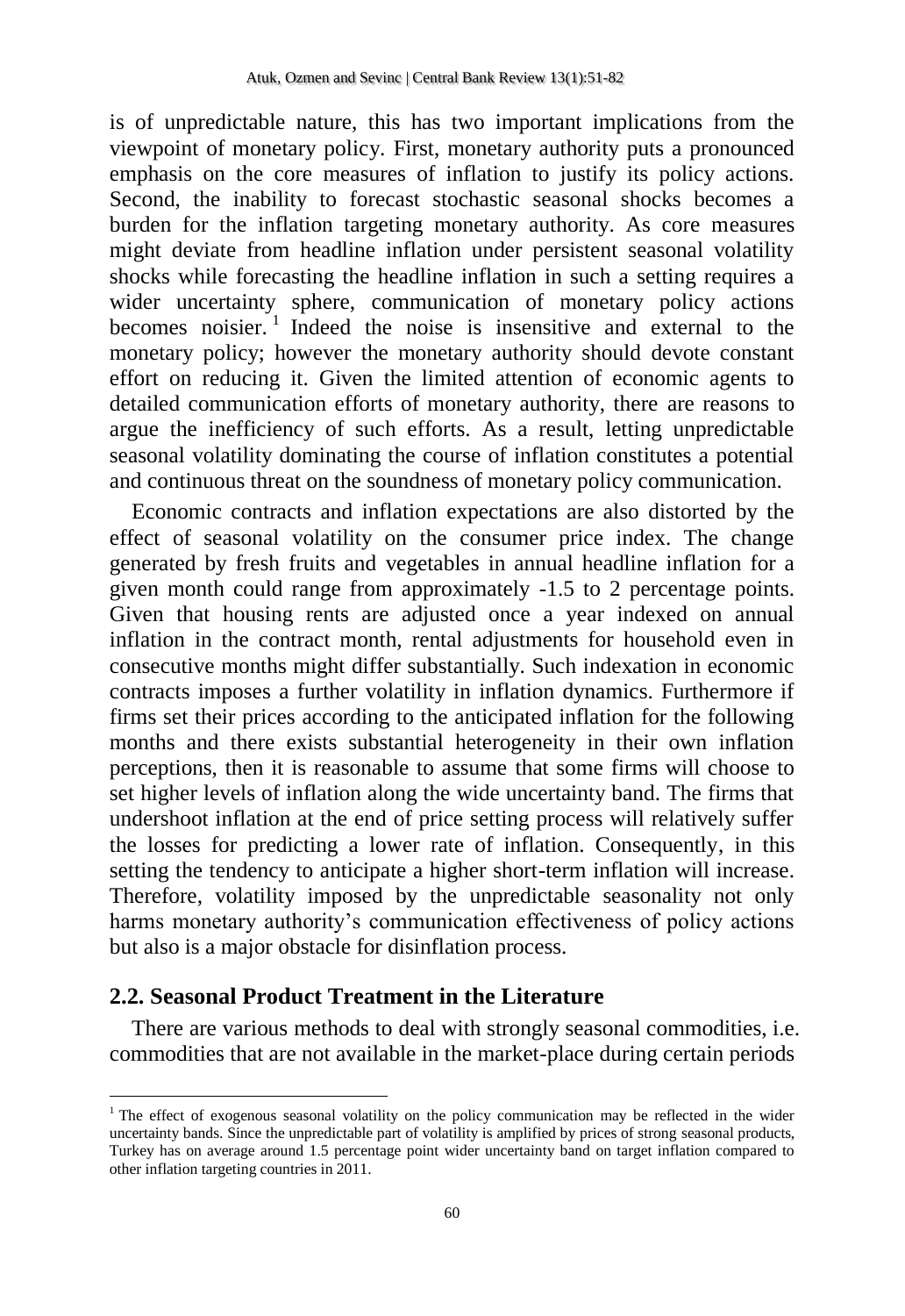is of unpredictable nature, this has two important implications from the viewpoint of monetary policy. First, monetary authority puts a pronounced emphasis on the core measures of inflation to justify its policy actions. Second, the inability to forecast stochastic seasonal shocks becomes a burden for the inflation targeting monetary authority. As core measures might deviate from headline inflation under persistent seasonal volatility shocks while forecasting the headline inflation in such a setting requires a wider uncertainty sphere, communication of monetary policy actions becomes noisier. [1] Indeed the noise is insensitive and external to the monetary policy; however the monetary authority should devote constant effort on reducing it. Given the limited attention of economic agents to detailed communication efforts of monetary authority, there are reasons to argue the inefficiency of such efforts. As a result, letting unpredictable seasonal volatility dominating the course of inflation constitutes a potential and continuous threat on the soundness of monetary policy communication.

Economic contracts and inflation expectations are also distorted by the effect of seasonal volatility on the consumer price index. The change generated by fresh fruits and vegetables in annual headline inflation for a given month could range from approximately -1.5 to 2 percentage points. Given that housing rents are adjusted once a year indexed on annual inflation in the contract month, rental adjustments for household even in consecutive months might differ substantially. Such indexation in economic contracts imposes a further volatility in inflation dynamics. Furthermore if firms set their prices according to the anticipated inflation for the following months and there exists substantial heterogeneity in their own inflation perceptions, then it is reasonable to assume that some firms will choose to set higher levels of inflation along the wide uncertainty band. The firms that undershoot inflation at the end of price setting process will relatively suffer the losses for predicting a lower rate of inflation. Consequently, in this setting the tendency to anticipate a higher short-term inflation will increase. Therefore, volatility imposed by the unpredictable seasonality not only harms monetary authority's communication effectiveness of policy actions but also is a major obstacle for disinflation process.

## 2.2. Seasonal Product Treatment in the Literature

There are various methods to deal with strongly seasonal commodities, i.e. commodities that are not available in the market-place during certain periods

---

[1] The effect of exogenous seasonal volatility on the policy communication may be reflected in the wider uncertainty bands. Since the unpredictable part of volatility is amplified by prices of strong seasonal products, Turkey has on average around 1.5 percentage point wider uncertainty band on target inflation compared to other inflation targeting countries in 2011.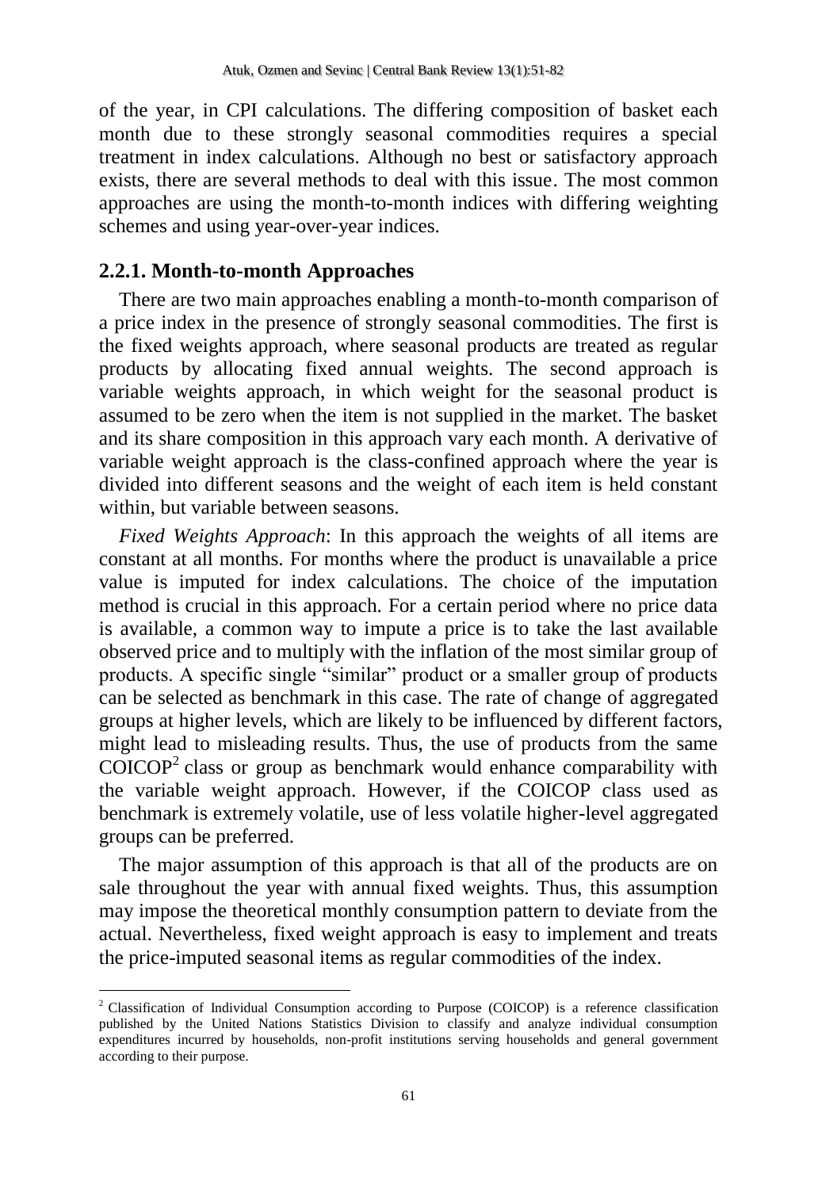of the year, in CPI calculations. The differing composition of basket each month due to these strongly seasonal commodities requires a special treatment in index calculations. Although no best or satisfactory approach exists, there are several methods to deal with this issue. The most common approaches are using the month-to-month indices with differing weighting schemes and using year-over-year indices.

### 2.2.1. Month-to-month Approaches

There are two main approaches enabling a month-to-month comparison of a price index in the presence of strongly seasonal commodities. The first is the fixed weights approach, where seasonal products are treated as regular products by allocating fixed annual weights. The second approach is variable weights approach, in which weight for the seasonal product is assumed to be zero when the item is not supplied in the market. The basket and its share composition in this approach vary each month. A derivative of variable weight approach is the class-confined approach where the year is divided into different seasons and the weight of each item is held constant within, but variable between seasons.

*Fixed Weights Approach*: In this approach the weights of all items are constant at all months. For months where the product is unavailable a price value is imputed for index calculations. The choice of the imputation method is crucial in this approach. For a certain period where no price data is available, a common way to impute a price is to take the last available observed price and to multiply with the inflation of the most similar group of products. A specific single "similar" product or a smaller group of products can be selected as benchmark in this case. The rate of change of aggregated groups at higher levels, which are likely to be influenced by different factors, might lead to misleading results. Thus, the use of products from the same COICOP[2] class or group as benchmark would enhance comparability with the variable weight approach. However, if the COICOP class used as benchmark is extremely volatile, use of less volatile higher-level aggregated groups can be preferred.

The major assumption of this approach is that all of the products are on sale throughout the year with annual fixed weights. Thus, this assumption may impose the theoretical monthly consumption pattern to deviate from the actual. Nevertheless, fixed weight approach is easy to implement and treats the price-imputed seasonal items as regular commodities of the index.

[2] Classification of Individual Consumption according to Purpose (COICOP) is a reference classification published by the United Nations Statistics Division to classify and analyze individual consumption expenditures incurred by households, non-profit institutions serving households and general government according to their purpose.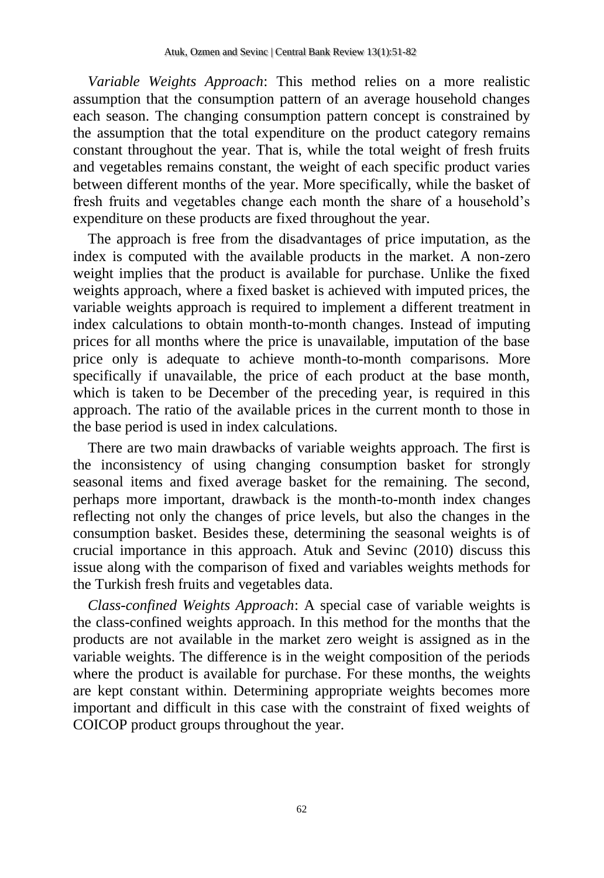*Variable Weights Approach*: This method relies on a more realistic assumption that the consumption pattern of an average household changes each season. The changing consumption pattern concept is constrained by the assumption that the total expenditure on the product category remains constant throughout the year. That is, while the total weight of fresh fruits and vegetables remains constant, the weight of each specific product varies between different months of the year. More specifically, while the basket of fresh fruits and vegetables change each month the share of a household's expenditure on these products are fixed throughout the year.

The approach is free from the disadvantages of price imputation, as the index is computed with the available products in the market. A non-zero weight implies that the product is available for purchase. Unlike the fixed weights approach, where a fixed basket is achieved with imputed prices, the variable weights approach is required to implement a different treatment in index calculations to obtain month-to-month changes. Instead of imputing prices for all months where the price is unavailable, imputation of the base price only is adequate to achieve month-to-month comparisons. More specifically if unavailable, the price of each product at the base month, which is taken to be December of the preceding year, is required in this approach. The ratio of the available prices in the current month to those in the base period is used in index calculations.

There are two main drawbacks of variable weights approach. The first is the inconsistency of using changing consumption basket for strongly seasonal items and fixed average basket for the remaining. The second, perhaps more important, drawback is the month-to-month index changes reflecting not only the changes of price levels, but also the changes in the consumption basket. Besides these, determining the seasonal weights is of crucial importance in this approach. Atuk and Sevinc (2010) discuss this issue along with the comparison of fixed and variables weights methods for the Turkish fresh fruits and vegetables data.

*Class-confined Weights Approach*: A special case of variable weights is the class-confined weights approach. In this method for the months that the products are not available in the market zero weight is assigned as in the variable weights. The difference is in the weight composition of the periods where the product is available for purchase. For these months, the weights are kept constant within. Determining appropriate weights becomes more important and difficult in this case with the constraint of fixed weights of COICOP product groups throughout the year.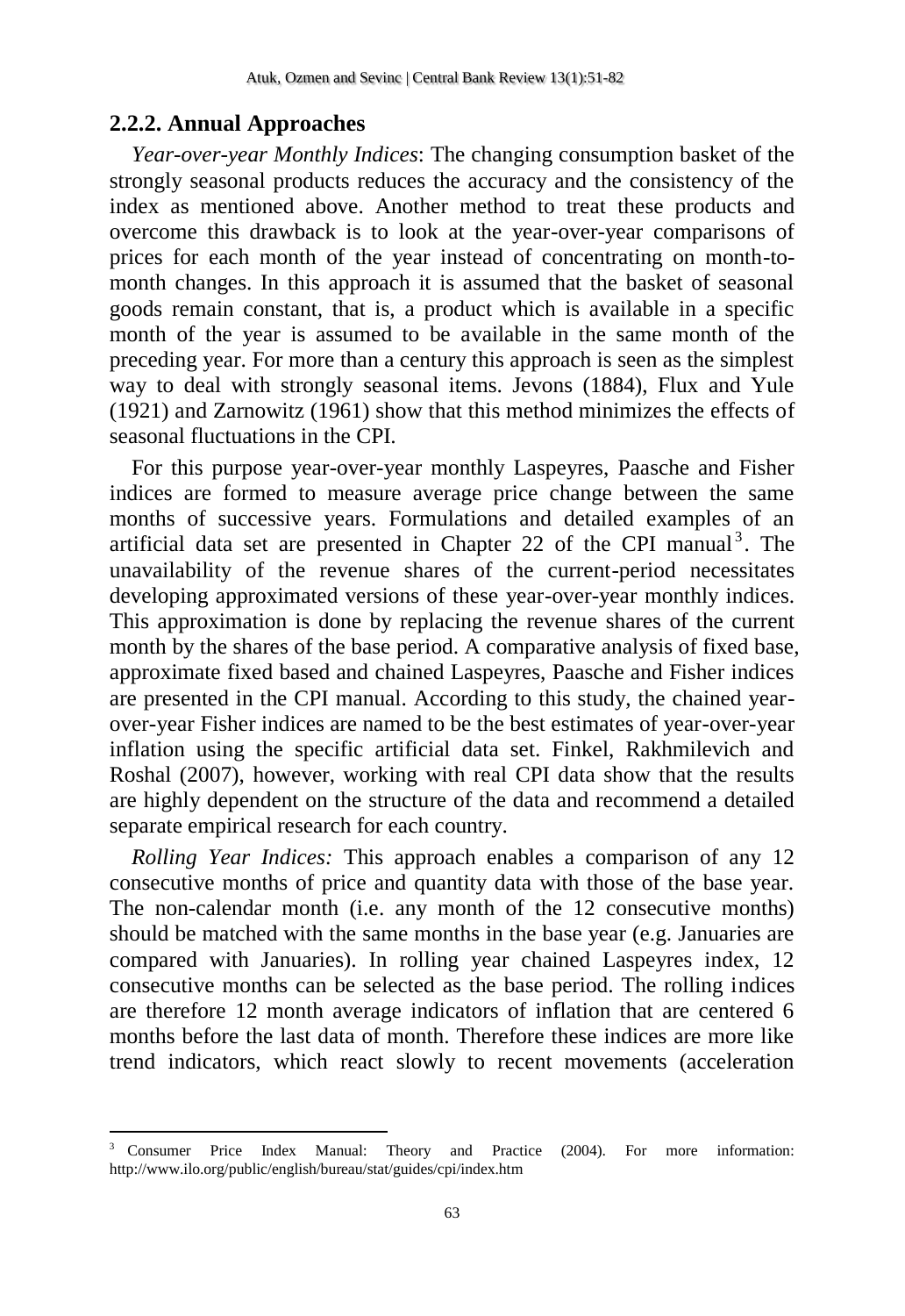### 2.2.2. Annual Approaches

*Year-over-year Monthly Indices*: The changing consumption basket of the strongly seasonal products reduces the accuracy and the consistency of the index as mentioned above. Another method to treat these products and overcome this drawback is to look at the year-over-year comparisons of prices for each month of the year instead of concentrating on month-to-month changes. In this approach it is assumed that the basket of seasonal goods remain constant, that is, a product which is available in a specific month of the year is assumed to be available in the same month of the preceding year. For more than a century this approach is seen as the simplest way to deal with strongly seasonal items. Jevons (1884), Flux and Yule (1921) and Zarnowitz (1961) show that this method minimizes the effects of seasonal fluctuations in the CPI.

For this purpose year-over-year monthly Laspeyres, Paasche and Fisher indices are formed to measure average price change between the same months of successive years. Formulations and detailed examples of an artificial data set are presented in Chapter 22 of the CPI manual[3]. The unavailability of the revenue shares of the current-period necessitates developing approximated versions of these year-over-year monthly indices. This approximation is done by replacing the revenue shares of the current month by the shares of the base period. A comparative analysis of fixed base, approximate fixed based and chained Laspeyres, Paasche and Fisher indices are presented in the CPI manual. According to this study, the chained year-over-year Fisher indices are named to be the best estimates of year-over-year inflation using the specific artificial data set. Finkel, Rakhmilevich and Roshal (2007), however, working with real CPI data show that the results are highly dependent on the structure of the data and recommend a detailed separate empirical research for each country.

*Rolling Year Indices:* This approach enables a comparison of any 12 consecutive months of price and quantity data with those of the base year. The non-calendar month (i.e. any month of the 12 consecutive months) should be matched with the same months in the base year (e.g. Januaries are compared with Januaries). In rolling year chained Laspeyres index, 12 consecutive months can be selected as the base period. The rolling indices are therefore 12 month average indicators of inflation that are centered 6 months before the last data of month. Therefore these indices are more like trend indicators, which react slowly to recent movements (acceleration

[3] Consumer Price Index Manual: Theory and Practice (2004). For more information: http://www.ilo.org/public/english/bureau/stat/guides/cpi/index.htm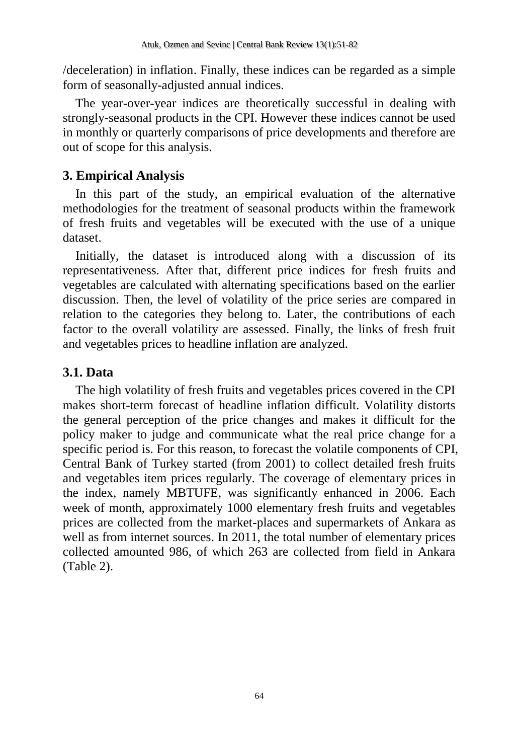/deceleration) in inflation. Finally, these indices can be regarded as a simple form of seasonally-adjusted annual indices.

The year-over-year indices are theoretically successful in dealing with strongly-seasonal products in the CPI. However these indices cannot be used in monthly or quarterly comparisons of price developments and therefore are out of scope for this analysis.

## 3. Empirical Analysis

In this part of the study, an empirical evaluation of the alternative methodologies for the treatment of seasonal products within the framework of fresh fruits and vegetables will be executed with the use of a unique dataset.

Initially, the dataset is introduced along with a discussion of its representativeness. After that, different price indices for fresh fruits and vegetables are calculated with alternating specifications based on the earlier discussion. Then, the level of volatility of the price series are compared in relation to the categories they belong to. Later, the contributions of each factor to the overall volatility are assessed. Finally, the links of fresh fruit and vegetables prices to headline inflation are analyzed.

### 3.1. Data

The high volatility of fresh fruits and vegetables prices covered in the CPI makes short-term forecast of headline inflation difficult. Volatility distorts the general perception of the price changes and makes it difficult for the policy maker to judge and communicate what the real price change for a specific period is. For this reason, to forecast the volatile components of CPI, Central Bank of Turkey started (from 2001) to collect detailed fresh fruits and vegetables item prices regularly. The coverage of elementary prices in the index, namely MBTUFE, was significantly enhanced in 2006. Each week of month, approximately 1000 elementary fresh fruits and vegetables prices are collected from the market-places and supermarkets of Ankara as well as from internet sources. In 2011, the total number of elementary prices collected amounted 986, of which 263 are collected from field in Ankara (Table 2).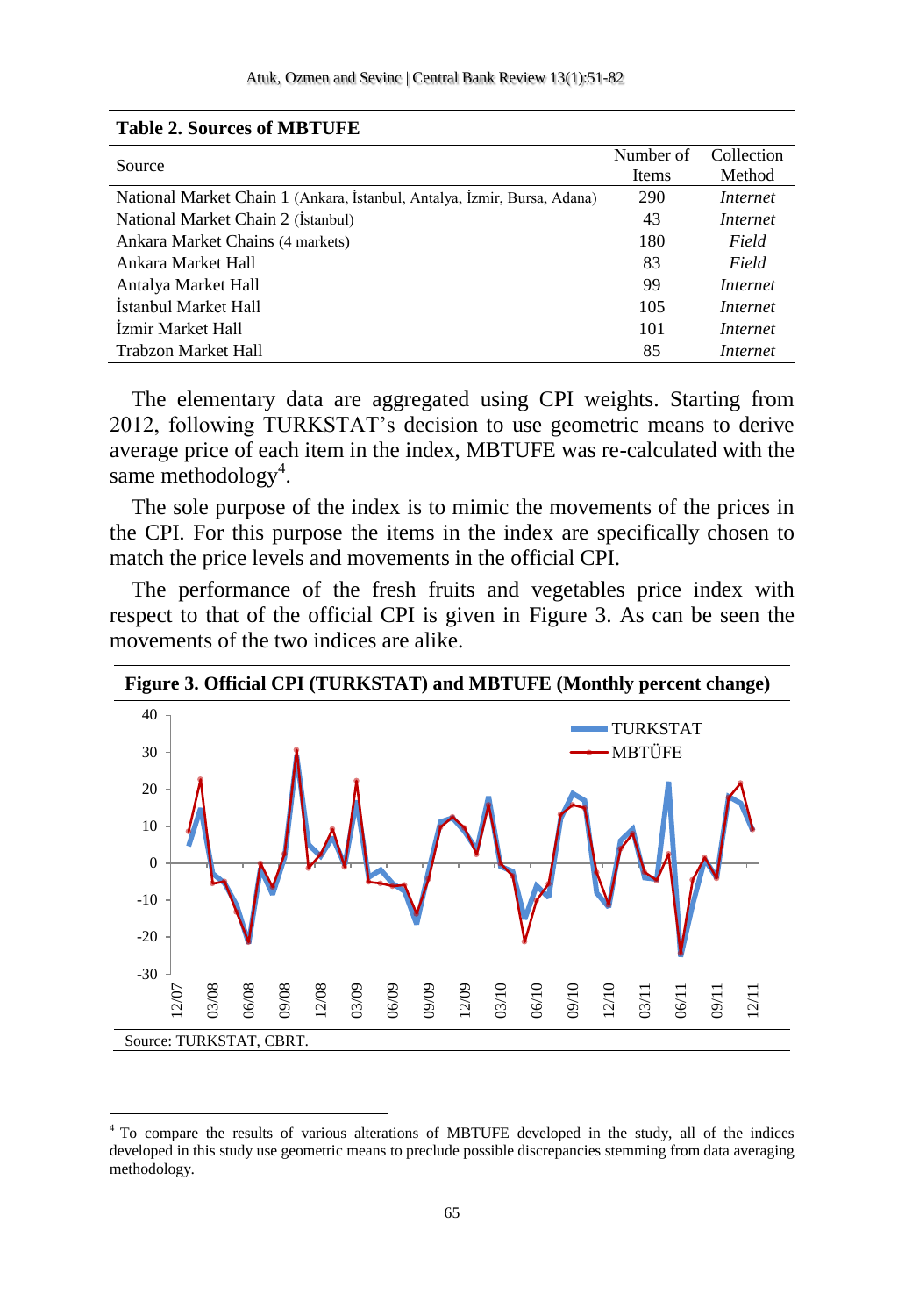**Table 2. Sources of MBTUFE**

| Source | Number of Items | Collection Method |
|---|---|---|
| National Market Chain 1 (Ankara, İstanbul, Antalya, İzmir, Bursa, Adana) | 290 | *Internet* |
| National Market Chain 2 (İstanbul) | 43 | *Internet* |
| Ankara Market Chains (4 markets) | 180 | *Field* |
| Ankara Market Hall | 83 | *Field* |
| Antalya Market Hall | 99 | *Internet* |
| İstanbul Market Hall | 105 | *Internet* |
| İzmir Market Hall | 101 | *Internet* |
| Trabzon Market Hall | 85 | *Internet* |

The elementary data are aggregated using CPI weights. Starting from 2012, following TURKSTAT's decision to use geometric means to derive average price of each item in the index, MBTUFE was re-calculated with the same methodology[4].

The sole purpose of the index is to mimic the movements of the prices in the CPI. For this purpose the items in the index are specifically chosen to match the price levels and movements in the official CPI.

The performance of the fresh fruits and vegetables price index with respect to that of the official CPI is given in Figure 3. As can be seen the movements of the two indices are alike.

**Figure 3. Official CPI (TURKSTAT) and MBTUFE (Monthly percent change)**

Source: TURKSTAT, CBRT.

[4] To compare the results of various alterations of MBTUFE developed in the study, all of the indices developed in this study use geometric means to preclude possible discrepancies stemming from data averaging methodology.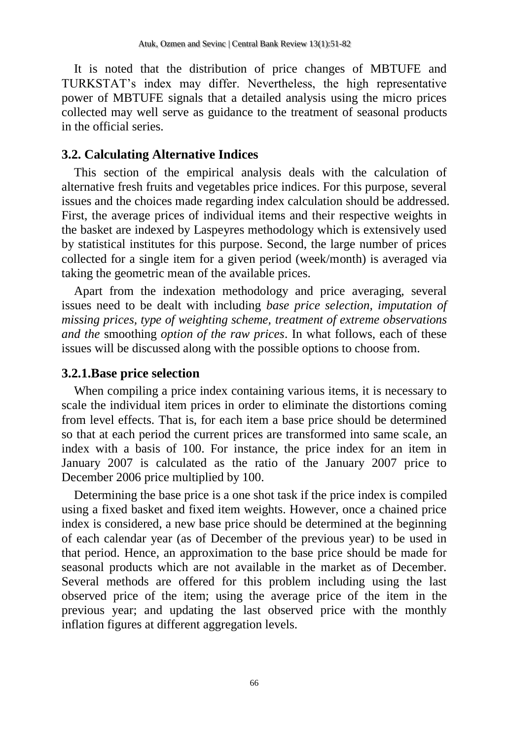It is noted that the distribution of price changes of MBTUFE and TURKSTAT's index may differ. Nevertheless, the high representative power of MBTUFE signals that a detailed analysis using the micro prices collected may well serve as guidance to the treatment of seasonal products in the official series.

## 3.2. Calculating Alternative Indices

This section of the empirical analysis deals with the calculation of alternative fresh fruits and vegetables price indices. For this purpose, several issues and the choices made regarding index calculation should be addressed. First, the average prices of individual items and their respective weights in the basket are indexed by Laspeyres methodology which is extensively used by statistical institutes for this purpose. Second, the large number of prices collected for a single item for a given period (week/month) is averaged via taking the geometric mean of the available prices.

Apart from the indexation methodology and price averaging, several issues need to be dealt with including *base price selection, imputation of missing prices, type of weighting scheme, treatment of extreme observations and the* smoothing *option of the raw prices*. In what follows, each of these issues will be discussed along with the possible options to choose from.

### 3.2.1.Base price selection

When compiling a price index containing various items, it is necessary to scale the individual item prices in order to eliminate the distortions coming from level effects. That is, for each item a base price should be determined so that at each period the current prices are transformed into same scale, an index with a basis of 100. For instance, the price index for an item in January 2007 is calculated as the ratio of the January 2007 price to December 2006 price multiplied by 100.

Determining the base price is a one shot task if the price index is compiled using a fixed basket and fixed item weights. However, once a chained price index is considered, a new base price should be determined at the beginning of each calendar year (as of December of the previous year) to be used in that period. Hence, an approximation to the base price should be made for seasonal products which are not available in the market as of December. Several methods are offered for this problem including using the last observed price of the item; using the average price of the item in the previous year; and updating the last observed price with the monthly inflation figures at different aggregation levels.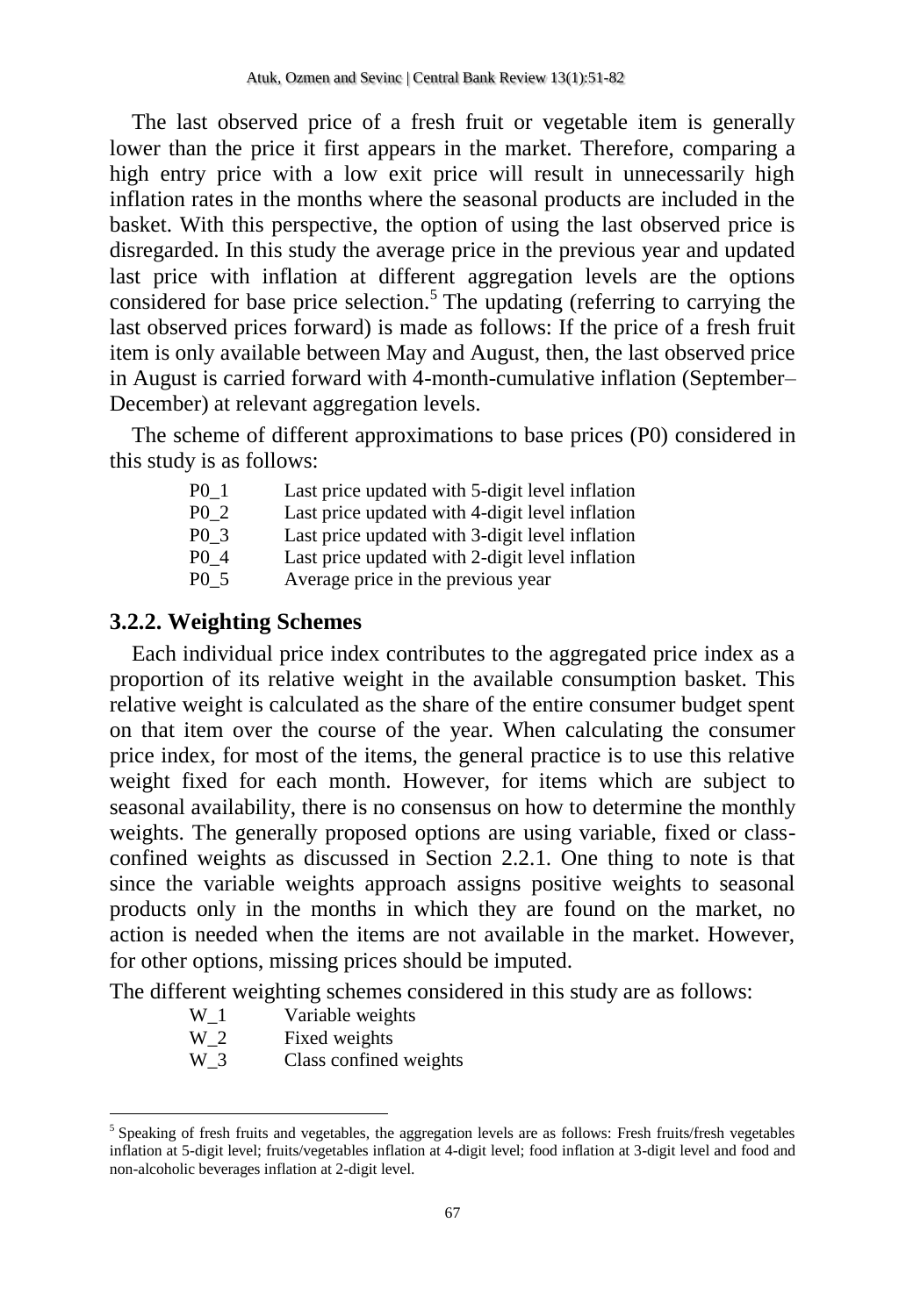The last observed price of a fresh fruit or vegetable item is generally lower than the price it first appears in the market. Therefore, comparing a high entry price with a low exit price will result in unnecessarily high inflation rates in the months where the seasonal products are included in the basket. With this perspective, the option of using the last observed price is disregarded. In this study the average price in the previous year and updated last price with inflation at different aggregation levels are the options considered for base price selection.[5] The updating (referring to carrying the last observed prices forward) is made as follows: If the price of a fresh fruit item is only available between May and August, then, the last observed price in August is carried forward with 4-month-cumulative inflation (September–December) at relevant aggregation levels.

The scheme of different approximations to base prices (P0) considered in this study is as follows:

- P0_1 Last price updated with 5-digit level inflation
- P0_2 Last price updated with 4-digit level inflation
- P0_3 Last price updated with 3-digit level inflation
- P0_4 Last price updated with 2-digit level inflation
- P0_5 Average price in the previous year

### 3.2.2. Weighting Schemes

Each individual price index contributes to the aggregated price index as a proportion of its relative weight in the available consumption basket. This relative weight is calculated as the share of the entire consumer budget spent on that item over the course of the year. When calculating the consumer price index, for most of the items, the general practice is to use this relative weight fixed for each month. However, for items which are subject to seasonal availability, there is no consensus on how to determine the monthly weights. The generally proposed options are using variable, fixed or class-confined weights as discussed in Section 2.2.1. One thing to note is that since the variable weights approach assigns positive weights to seasonal products only in the months in which they are found on the market, no action is needed when the items are not available in the market. However, for other options, missing prices should be imputed.

The different weighting schemes considered in this study are as follows:

- W_1 Variable weights
- W_2 Fixed weights
- W_3 Class confined weights

[5] Speaking of fresh fruits and vegetables, the aggregation levels are as follows: Fresh fruits/fresh vegetables inflation at 5-digit level; fruits/vegetables inflation at 4-digit level; food inflation at 3-digit level and food and non-alcoholic beverages inflation at 2-digit level.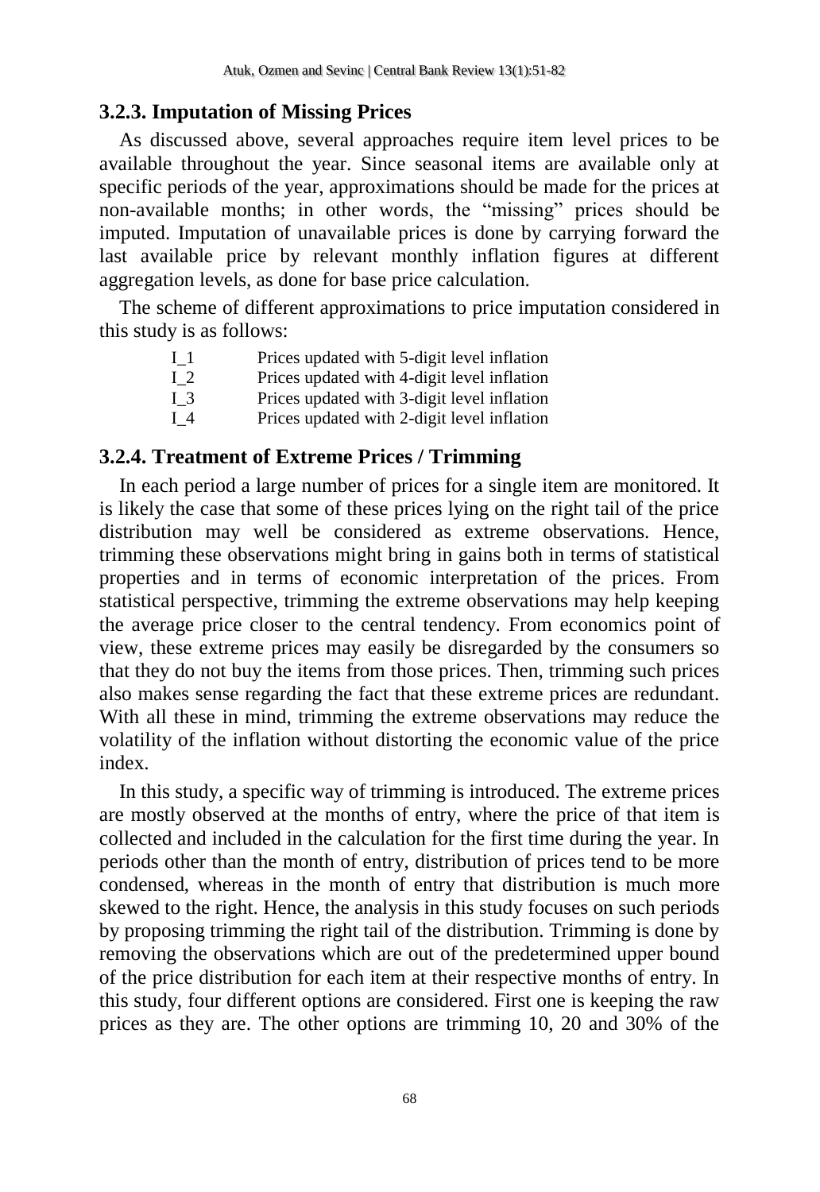### 3.2.3. Imputation of Missing Prices

As discussed above, several approaches require item level prices to be available throughout the year. Since seasonal items are available only at specific periods of the year, approximations should be made for the prices at non-available months; in other words, the "missing" prices should be imputed. Imputation of unavailable prices is done by carrying forward the last available price by relevant monthly inflation figures at different aggregation levels, as done for base price calculation.

The scheme of different approximations to price imputation considered in this study is as follows:

| | |
|---|---|
| I_1 | Prices updated with 5-digit level inflation |
| I_2 | Prices updated with 4-digit level inflation |
| I_3 | Prices updated with 3-digit level inflation |
| I_4 | Prices updated with 2-digit level inflation |

### 3.2.4. Treatment of Extreme Prices / Trimming

In each period a large number of prices for a single item are monitored. It is likely the case that some of these prices lying on the right tail of the price distribution may well be considered as extreme observations. Hence, trimming these observations might bring in gains both in terms of statistical properties and in terms of economic interpretation of the prices. From statistical perspective, trimming the extreme observations may help keeping the average price closer to the central tendency. From economics point of view, these extreme prices may easily be disregarded by the consumers so that they do not buy the items from those prices. Then, trimming such prices also makes sense regarding the fact that these extreme prices are redundant. With all these in mind, trimming the extreme observations may reduce the volatility of the inflation without distorting the economic value of the price index.

In this study, a specific way of trimming is introduced. The extreme prices are mostly observed at the months of entry, where the price of that item is collected and included in the calculation for the first time during the year. In periods other than the month of entry, distribution of prices tend to be more condensed, whereas in the month of entry that distribution is much more skewed to the right. Hence, the analysis in this study focuses on such periods by proposing trimming the right tail of the distribution. Trimming is done by removing the observations which are out of the predetermined upper bound of the price distribution for each item at their respective months of entry. In this study, four different options are considered. First one is keeping the raw prices as they are. The other options are trimming 10, 20 and 30% of the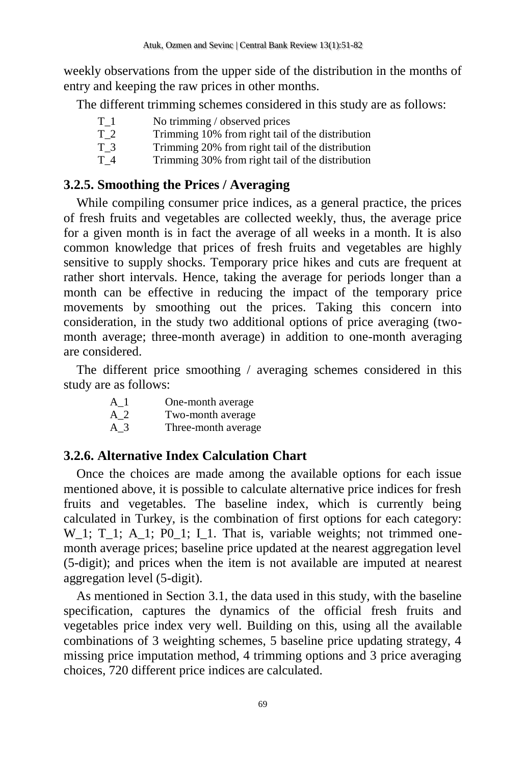weekly observations from the upper side of the distribution in the months of entry and keeping the raw prices in other months.

The different trimming schemes considered in this study are as follows:

| | |
|---|---|
| T_1 | No trimming / observed prices |
| T_2 | Trimming 10% from right tail of the distribution |
| T_3 | Trimming 20% from right tail of the distribution |
| T_4 | Trimming 30% from right tail of the distribution |

### 3.2.5. Smoothing the Prices / Averaging

While compiling consumer price indices, as a general practice, the prices of fresh fruits and vegetables are collected weekly, thus, the average price for a given month is in fact the average of all weeks in a month. It is also common knowledge that prices of fresh fruits and vegetables are highly sensitive to supply shocks. Temporary price hikes and cuts are frequent at rather short intervals. Hence, taking the average for periods longer than a month can be effective in reducing the impact of the temporary price movements by smoothing out the prices. Taking this concern into consideration, in the study two additional options of price averaging (two-month average; three-month average) in addition to one-month averaging are considered.

The different price smoothing / averaging schemes considered in this study are as follows:

| | |
|---|---|
| A_1 | One-month average |
| A_2 | Two-month average |
| A_3 | Three-month average |

### 3.2.6. Alternative Index Calculation Chart

Once the choices are made among the available options for each issue mentioned above, it is possible to calculate alternative price indices for fresh fruits and vegetables. The baseline index, which is currently being calculated in Turkey, is the combination of first options for each category: W_1; T_1; A_1; P0_1; I_1. That is, variable weights; not trimmed one-month average prices; baseline price updated at the nearest aggregation level (5-digit); and prices when the item is not available are imputed at nearest aggregation level (5-digit).

As mentioned in Section 3.1, the data used in this study, with the baseline specification, captures the dynamics of the official fresh fruits and vegetables price index very well. Building on this, using all the available combinations of 3 weighting schemes, 5 baseline price updating strategy, 4 missing price imputation method, 4 trimming options and 3 price averaging choices, 720 different price indices are calculated.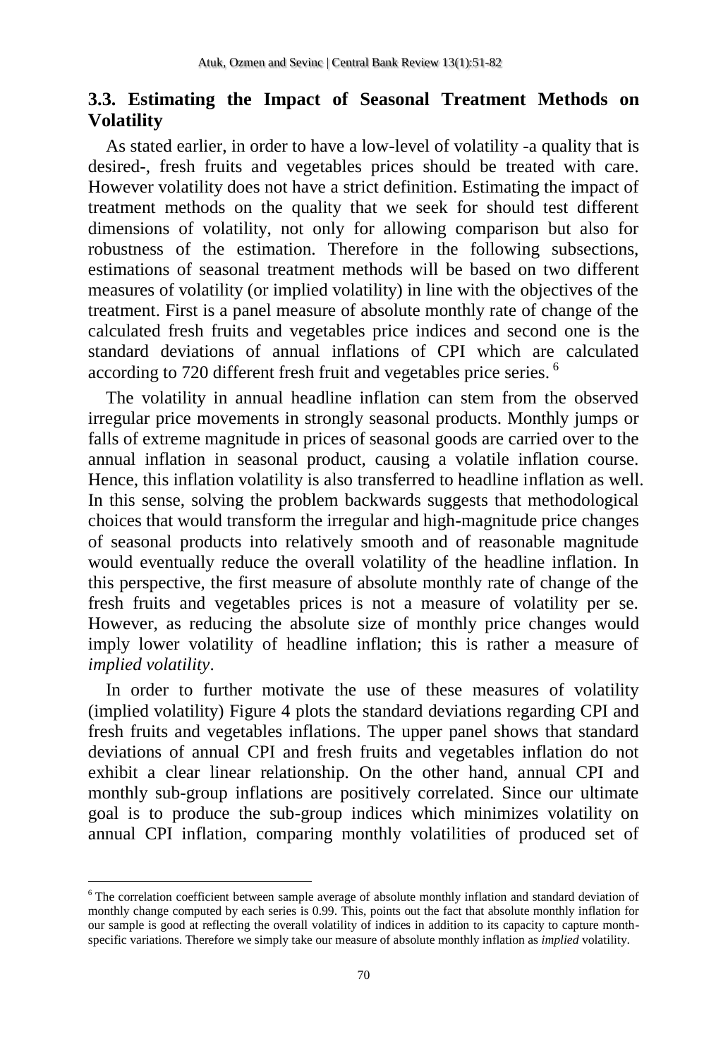## 3.3. Estimating the Impact of Seasonal Treatment Methods on Volatility

As stated earlier, in order to have a low-level of volatility -a quality that is desired-, fresh fruits and vegetables prices should be treated with care. However volatility does not have a strict definition. Estimating the impact of treatment methods on the quality that we seek for should test different dimensions of volatility, not only for allowing comparison but also for robustness of the estimation. Therefore in the following subsections, estimations of seasonal treatment methods will be based on two different measures of volatility (or implied volatility) in line with the objectives of the treatment. First is a panel measure of absolute monthly rate of change of the calculated fresh fruits and vegetables price indices and second one is the standard deviations of annual inflations of CPI which are calculated according to 720 different fresh fruit and vegetables price series. [6]

The volatility in annual headline inflation can stem from the observed irregular price movements in strongly seasonal products. Monthly jumps or falls of extreme magnitude in prices of seasonal goods are carried over to the annual inflation in seasonal product, causing a volatile inflation course. Hence, this inflation volatility is also transferred to headline inflation as well. In this sense, solving the problem backwards suggests that methodological choices that would transform the irregular and high-magnitude price changes of seasonal products into relatively smooth and of reasonable magnitude would eventually reduce the overall volatility of the headline inflation. In this perspective, the first measure of absolute monthly rate of change of the fresh fruits and vegetables prices is not a measure of volatility per se. However, as reducing the absolute size of monthly price changes would imply lower volatility of headline inflation; this is rather a measure of *implied volatility*.

In order to further motivate the use of these measures of volatility (implied volatility) Figure 4 plots the standard deviations regarding CPI and fresh fruits and vegetables inflations. The upper panel shows that standard deviations of annual CPI and fresh fruits and vegetables inflation do not exhibit a clear linear relationship. On the other hand, annual CPI and monthly sub-group inflations are positively correlated. Since our ultimate goal is to produce the sub-group indices which minimizes volatility on annual CPI inflation, comparing monthly volatilities of produced set of

[6] The correlation coefficient between sample average of absolute monthly inflation and standard deviation of monthly change computed by each series is 0.99. This, points out the fact that absolute monthly inflation for our sample is good at reflecting the overall volatility of indices in addition to its capacity to capture month-specific variations. Therefore we simply take our measure of absolute monthly inflation as *implied* volatility.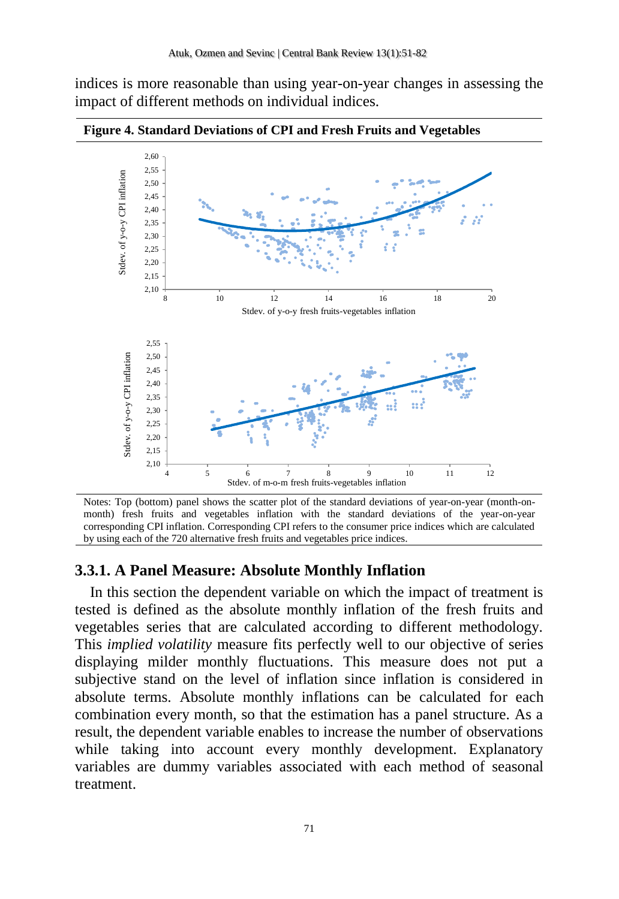indices is more reasonable than using year-on-year changes in assessing the impact of different methods on individual indices.

**Figure 4. Standard Deviations of CPI and Fresh Fruits and Vegetables**

Notes: Top (bottom) panel shows the scatter plot of the standard deviations of year-on-year (month-on-month) fresh fruits and vegetables inflation with the standard deviations of the year-on-year corresponding CPI inflation. Corresponding CPI refers to the consumer price indices which are calculated by using each of the 720 alternative fresh fruits and vegetables price indices.

### 3.3.1. A Panel Measure: Absolute Monthly Inflation

In this section the dependent variable on which the impact of treatment is tested is defined as the absolute monthly inflation of the fresh fruits and vegetables series that are calculated according to different methodology. This *implied volatility* measure fits perfectly well to our objective of series displaying milder monthly fluctuations. This measure does not put a subjective stand on the level of inflation since inflation is considered in absolute terms. Absolute monthly inflations can be calculated for each combination every month, so that the estimation has a panel structure. As a result, the dependent variable enables to increase the number of observations while taking into account every monthly development. Explanatory variables are dummy variables associated with each method of seasonal treatment.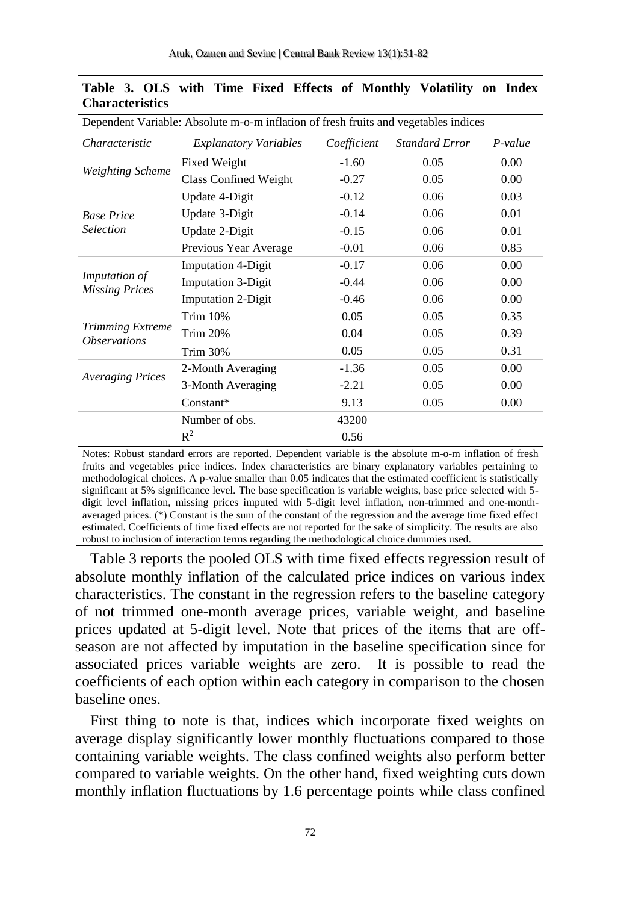**Table 3. OLS with Time Fixed Effects of Monthly Volatility on Index Characteristics**

| Dependent Variable: Absolute m-o-m inflation of fresh fruits and vegetables indices | | | | |
|---|---|---|---|---|
| *Characteristic* | *Explanatory Variables* | *Coefficient* | *Standard Error* | *P-value* |
| *Weighting Scheme* | Fixed Weight | -1.60 | 0.05 | 0.00 |
| | Class Confined Weight | -0.27 | 0.05 | 0.00 |
| *Base Price Selection* | Update 4-Digit | -0.12 | 0.06 | 0.03 |
| | Update 3-Digit | -0.14 | 0.06 | 0.01 |
| | Update 2-Digit | -0.15 | 0.06 | 0.01 |
| | Previous Year Average | -0.01 | 0.06 | 0.85 |
| *Imputation of Missing Prices* | Imputation 4-Digit | -0.17 | 0.06 | 0.00 |
| | Imputation 3-Digit | -0.44 | 0.06 | 0.00 |
| | Imputation 2-Digit | -0.46 | 0.06 | 0.00 |
| *Trimming Extreme Observations* | Trim 10% | 0.05 | 0.05 | 0.35 |
| | Trim 20% | 0.04 | 0.05 | 0.39 |
| | Trim 30% | 0.05 | 0.05 | 0.31 |
| *Averaging Prices* | 2-Month Averaging | -1.36 | 0.05 | 0.00 |
| | 3-Month Averaging | -2.21 | 0.05 | 0.00 |
| | Constant* | 9.13 | 0.05 | 0.00 |
| | Number of obs. | 43200 | | |
| | $R^2$ | 0.56 | | |

Notes: Robust standard errors are reported. Dependent variable is the absolute m-o-m inflation of fresh fruits and vegetables price indices. Index characteristics are binary explanatory variables pertaining to methodological choices. A p-value smaller than 0.05 indicates that the estimated coefficient is statistically significant at 5% significance level. The base specification is variable weights, base price selected with 5-digit level inflation, missing prices imputed with 5-digit level inflation, non-trimmed and one-month-averaged prices. (*) Constant is the sum of the constant of the regression and the average time fixed effect estimated. Coefficients of time fixed effects are not reported for the sake of simplicity. The results are also robust to inclusion of interaction terms regarding the methodological choice dummies used.

Table 3 reports the pooled OLS with time fixed effects regression result of absolute monthly inflation of the calculated price indices on various index characteristics. The constant in the regression refers to the baseline category of not trimmed one-month average prices, variable weight, and baseline prices updated at 5-digit level. Note that prices of the items that are off-season are not affected by imputation in the baseline specification since for associated prices variable weights are zero. It is possible to read the coefficients of each option within each category in comparison to the chosen baseline ones.

First thing to note is that, indices which incorporate fixed weights on average display significantly lower monthly fluctuations compared to those containing variable weights. The class confined weights also perform better compared to variable weights. On the other hand, fixed weighting cuts down monthly inflation fluctuations by 1.6 percentage points while class confined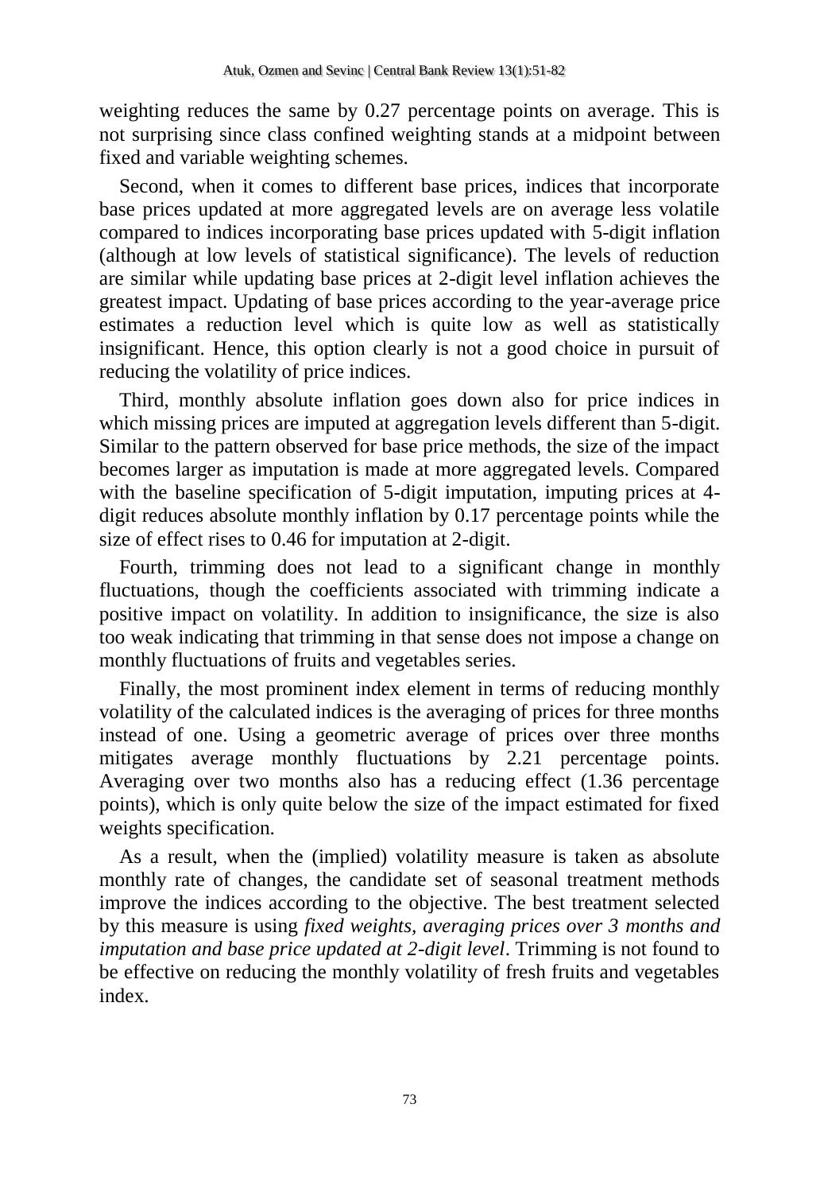weighting reduces the same by 0.27 percentage points on average. This is not surprising since class confined weighting stands at a midpoint between fixed and variable weighting schemes.

Second, when it comes to different base prices, indices that incorporate base prices updated at more aggregated levels are on average less volatile compared to indices incorporating base prices updated with 5-digit inflation (although at low levels of statistical significance). The levels of reduction are similar while updating base prices at 2-digit level inflation achieves the greatest impact. Updating of base prices according to the year-average price estimates a reduction level which is quite low as well as statistically insignificant. Hence, this option clearly is not a good choice in pursuit of reducing the volatility of price indices.

Third, monthly absolute inflation goes down also for price indices in which missing prices are imputed at aggregation levels different than 5-digit. Similar to the pattern observed for base price methods, the size of the impact becomes larger as imputation is made at more aggregated levels. Compared with the baseline specification of 5-digit imputation, imputing prices at 4-digit reduces absolute monthly inflation by 0.17 percentage points while the size of effect rises to 0.46 for imputation at 2-digit.

Fourth, trimming does not lead to a significant change in monthly fluctuations, though the coefficients associated with trimming indicate a positive impact on volatility. In addition to insignificance, the size is also too weak indicating that trimming in that sense does not impose a change on monthly fluctuations of fruits and vegetables series.

Finally, the most prominent index element in terms of reducing monthly volatility of the calculated indices is the averaging of prices for three months instead of one. Using a geometric average of prices over three months mitigates average monthly fluctuations by 2.21 percentage points. Averaging over two months also has a reducing effect (1.36 percentage points), which is only quite below the size of the impact estimated for fixed weights specification.

As a result, when the (implied) volatility measure is taken as absolute monthly rate of changes, the candidate set of seasonal treatment methods improve the indices according to the objective. The best treatment selected by this measure is using *fixed weights, averaging prices over 3 months and imputation and base price updated at 2-digit level*. Trimming is not found to be effective on reducing the monthly volatility of fresh fruits and vegetables index.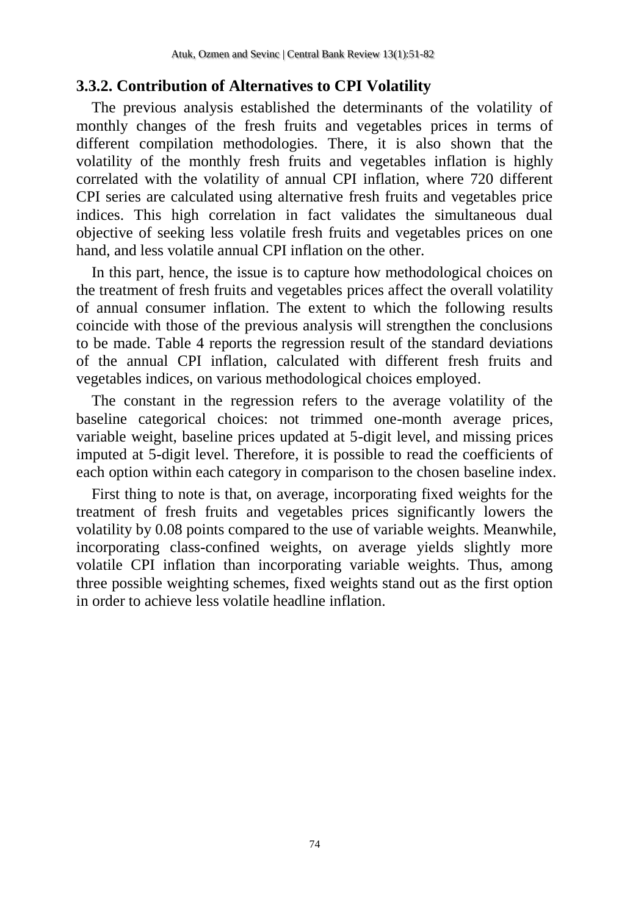### 3.3.2. Contribution of Alternatives to CPI Volatility

The previous analysis established the determinants of the volatility of monthly changes of the fresh fruits and vegetables prices in terms of different compilation methodologies. There, it is also shown that the volatility of the monthly fresh fruits and vegetables inflation is highly correlated with the volatility of annual CPI inflation, where 720 different CPI series are calculated using alternative fresh fruits and vegetables price indices. This high correlation in fact validates the simultaneous dual objective of seeking less volatile fresh fruits and vegetables prices on one hand, and less volatile annual CPI inflation on the other.

In this part, hence, the issue is to capture how methodological choices on the treatment of fresh fruits and vegetables prices affect the overall volatility of annual consumer inflation. The extent to which the following results coincide with those of the previous analysis will strengthen the conclusions to be made. Table 4 reports the regression result of the standard deviations of the annual CPI inflation, calculated with different fresh fruits and vegetables indices, on various methodological choices employed.

The constant in the regression refers to the average volatility of the baseline categorical choices: not trimmed one-month average prices, variable weight, baseline prices updated at 5-digit level, and missing prices imputed at 5-digit level. Therefore, it is possible to read the coefficients of each option within each category in comparison to the chosen baseline index.

First thing to note is that, on average, incorporating fixed weights for the treatment of fresh fruits and vegetables prices significantly lowers the volatility by 0.08 points compared to the use of variable weights. Meanwhile, incorporating class-confined weights, on average yields slightly more volatile CPI inflation than incorporating variable weights. Thus, among three possible weighting schemes, fixed weights stand out as the first option in order to achieve less volatile headline inflation.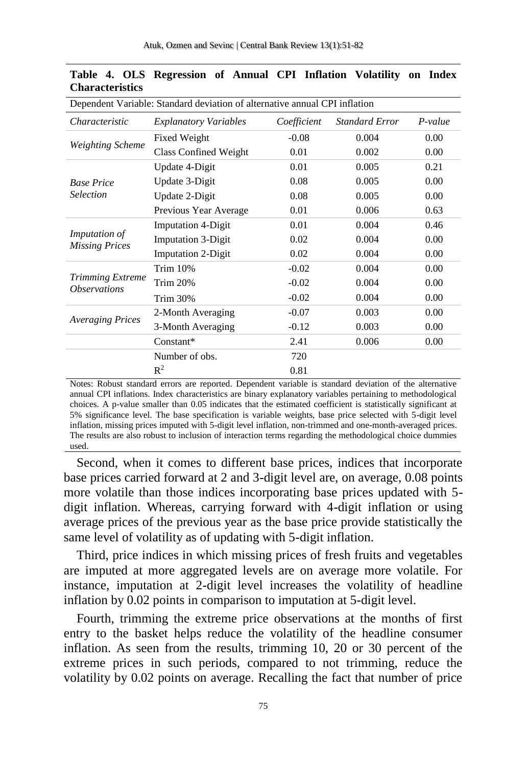**Table 4. OLS Regression of Annual CPI Inflation Volatility on Index Characteristics**

| Dependent Variable: Standard deviation of alternative annual CPI inflation | | | | |
|---|---|---|---|---|
| *Characteristic* | *Explanatory Variables* | *Coefficient* | *Standard Error* | *P-value* |
| *Weighting Scheme* | Fixed Weight | -0.08 | 0.004 | 0.00 |
| | Class Confined Weight | 0.01 | 0.002 | 0.00 |
| *Base Price Selection* | Update 4-Digit | 0.01 | 0.005 | 0.21 |
| | Update 3-Digit | 0.08 | 0.005 | 0.00 |
| | Update 2-Digit | 0.08 | 0.005 | 0.00 |
| | Previous Year Average | 0.01 | 0.006 | 0.63 |
| *Imputation of Missing Prices* | Imputation 4-Digit | 0.01 | 0.004 | 0.46 |
| | Imputation 3-Digit | 0.02 | 0.004 | 0.00 |
| | Imputation 2-Digit | 0.02 | 0.004 | 0.00 |
| *Trimming Extreme Observations* | Trim 10% | -0.02 | 0.004 | 0.00 |
| | Trim 20% | -0.02 | 0.004 | 0.00 |
| | Trim 30% | -0.02 | 0.004 | 0.00 |
| *Averaging Prices* | 2-Month Averaging | -0.07 | 0.003 | 0.00 |
| | 3-Month Averaging | -0.12 | 0.003 | 0.00 |
| | Constant* | 2.41 | 0.006 | 0.00 |
| | Number of obs. | 720 | | |
| | $R^2$ | 0.81 | | |

Notes: Robust standard errors are reported. Dependent variable is standard deviation of the alternative annual CPI inflations. Index characteristics are binary explanatory variables pertaining to methodological choices. A p-value smaller than 0.05 indicates that the estimated coefficient is statistically significant at 5% significance level. The base specification is variable weights, base price selected with 5-digit level inflation, missing prices imputed with 5-digit level inflation, non-trimmed and one-month-averaged prices. The results are also robust to inclusion of interaction terms regarding the methodological choice dummies used.

Second, when it comes to different base prices, indices that incorporate base prices carried forward at 2 and 3-digit level are, on average, 0.08 points more volatile than those indices incorporating base prices updated with 5-digit inflation. Whereas, carrying forward with 4-digit inflation or using average prices of the previous year as the base price provide statistically the same level of volatility as of updating with 5-digit inflation.

Third, price indices in which missing prices of fresh fruits and vegetables are imputed at more aggregated levels are on average more volatile. For instance, imputation at 2-digit level increases the volatility of headline inflation by 0.02 points in comparison to imputation at 5-digit level.

Fourth, trimming the extreme price observations at the months of first entry to the basket helps reduce the volatility of the headline consumer inflation. As seen from the results, trimming 10, 20 or 30 percent of the extreme prices in such periods, compared to not trimming, reduce the volatility by 0.02 points on average. Recalling the fact that number of price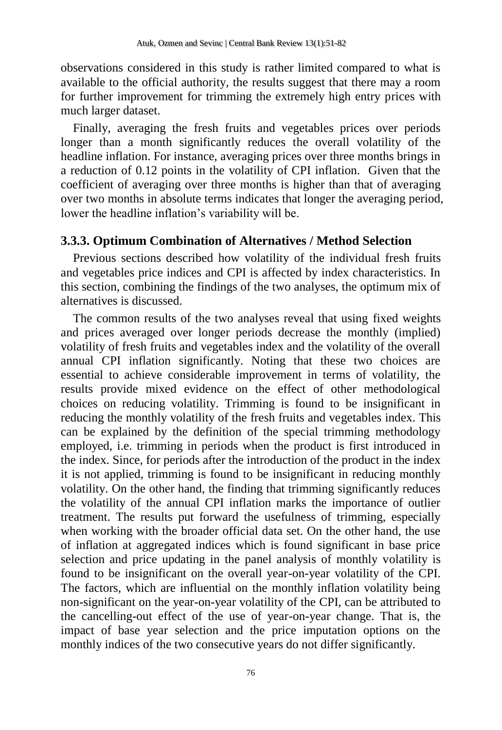observations considered in this study is rather limited compared to what is available to the official authority, the results suggest that there may a room for further improvement for trimming the extremely high entry prices with much larger dataset.

Finally, averaging the fresh fruits and vegetables prices over periods longer than a month significantly reduces the overall volatility of the headline inflation. For instance, averaging prices over three months brings in a reduction of 0.12 points in the volatility of CPI inflation. Given that the coefficient of averaging over three months is higher than that of averaging over two months in absolute terms indicates that longer the averaging period, lower the headline inflation's variability will be.

### 3.3.3. Optimum Combination of Alternatives / Method Selection

Previous sections described how volatility of the individual fresh fruits and vegetables price indices and CPI is affected by index characteristics. In this section, combining the findings of the two analyses, the optimum mix of alternatives is discussed.

The common results of the two analyses reveal that using fixed weights and prices averaged over longer periods decrease the monthly (implied) volatility of fresh fruits and vegetables index and the volatility of the overall annual CPI inflation significantly. Noting that these two choices are essential to achieve considerable improvement in terms of volatility, the results provide mixed evidence on the effect of other methodological choices on reducing volatility. Trimming is found to be insignificant in reducing the monthly volatility of the fresh fruits and vegetables index. This can be explained by the definition of the special trimming methodology employed, i.e. trimming in periods when the product is first introduced in the index. Since, for periods after the introduction of the product in the index it is not applied, trimming is found to be insignificant in reducing monthly volatility. On the other hand, the finding that trimming significantly reduces the volatility of the annual CPI inflation marks the importance of outlier treatment. The results put forward the usefulness of trimming, especially when working with the broader official data set. On the other hand, the use of inflation at aggregated indices which is found significant in base price selection and price updating in the panel analysis of monthly volatility is found to be insignificant on the overall year-on-year volatility of the CPI. The factors, which are influential on the monthly inflation volatility being non-significant on the year-on-year volatility of the CPI, can be attributed to the cancelling-out effect of the use of year-on-year change. That is, the impact of base year selection and the price imputation options on the monthly indices of the two consecutive years do not differ significantly.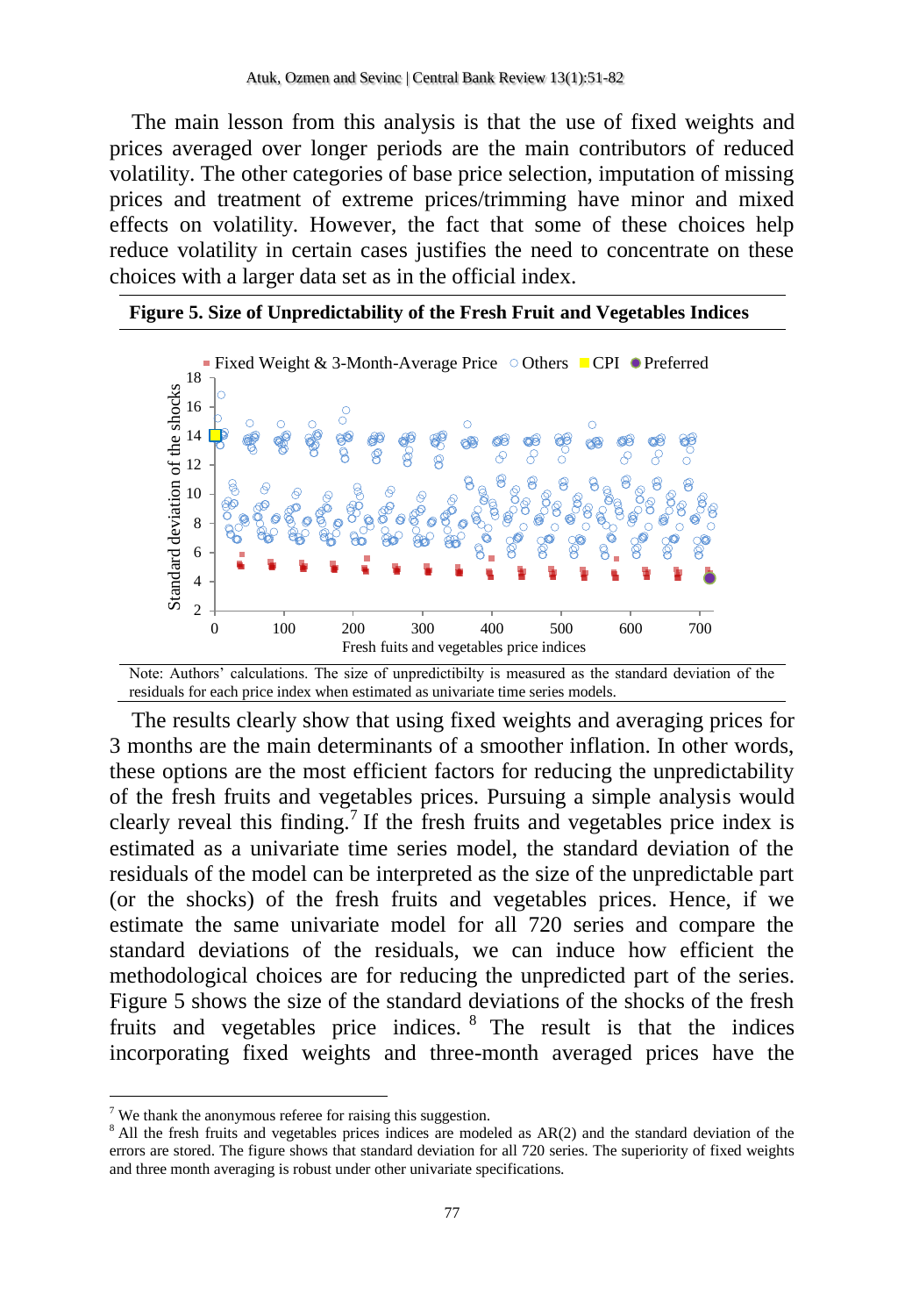The main lesson from this analysis is that the use of fixed weights and prices averaged over longer periods are the main contributors of reduced volatility. The other categories of base price selection, imputation of missing prices and treatment of extreme prices/trimming have minor and mixed effects on volatility. However, the fact that some of these choices help reduce volatility in certain cases justifies the need to concentrate on these choices with a larger data set as in the official index.

**Figure 5. Size of Unpredictability of the Fresh Fruit and Vegetables Indices**

Note: Authors' calculations. The size of unpredictibilty is measured as the standard deviation of the residuals for each price index when estimated as univariate time series models.

The results clearly show that using fixed weights and averaging prices for 3 months are the main determinants of a smoother inflation. In other words, these options are the most efficient factors for reducing the unpredictability of the fresh fruits and vegetables prices. Pursuing a simple analysis would clearly reveal this finding.[7] If the fresh fruits and vegetables price index is estimated as a univariate time series model, the standard deviation of the residuals of the model can be interpreted as the size of the unpredictable part (or the shocks) of the fresh fruits and vegetables prices. Hence, if we estimate the same univariate model for all 720 series and compare the standard deviations of the residuals, we can induce how efficient the methodological choices are for reducing the unpredicted part of the series. Figure 5 shows the size of the standard deviations of the shocks of the fresh fruits and vegetables price indices. [8] The result is that the indices incorporating fixed weights and three-month averaged prices have the

[7] We thank the anonymous referee for raising this suggestion.

[8] All the fresh fruits and vegetables prices indices are modeled as AR(2) and the standard deviation of the errors are stored. The figure shows that standard deviation for all 720 series. The superiority of fixed weights and three month averaging is robust under other univariate specifications.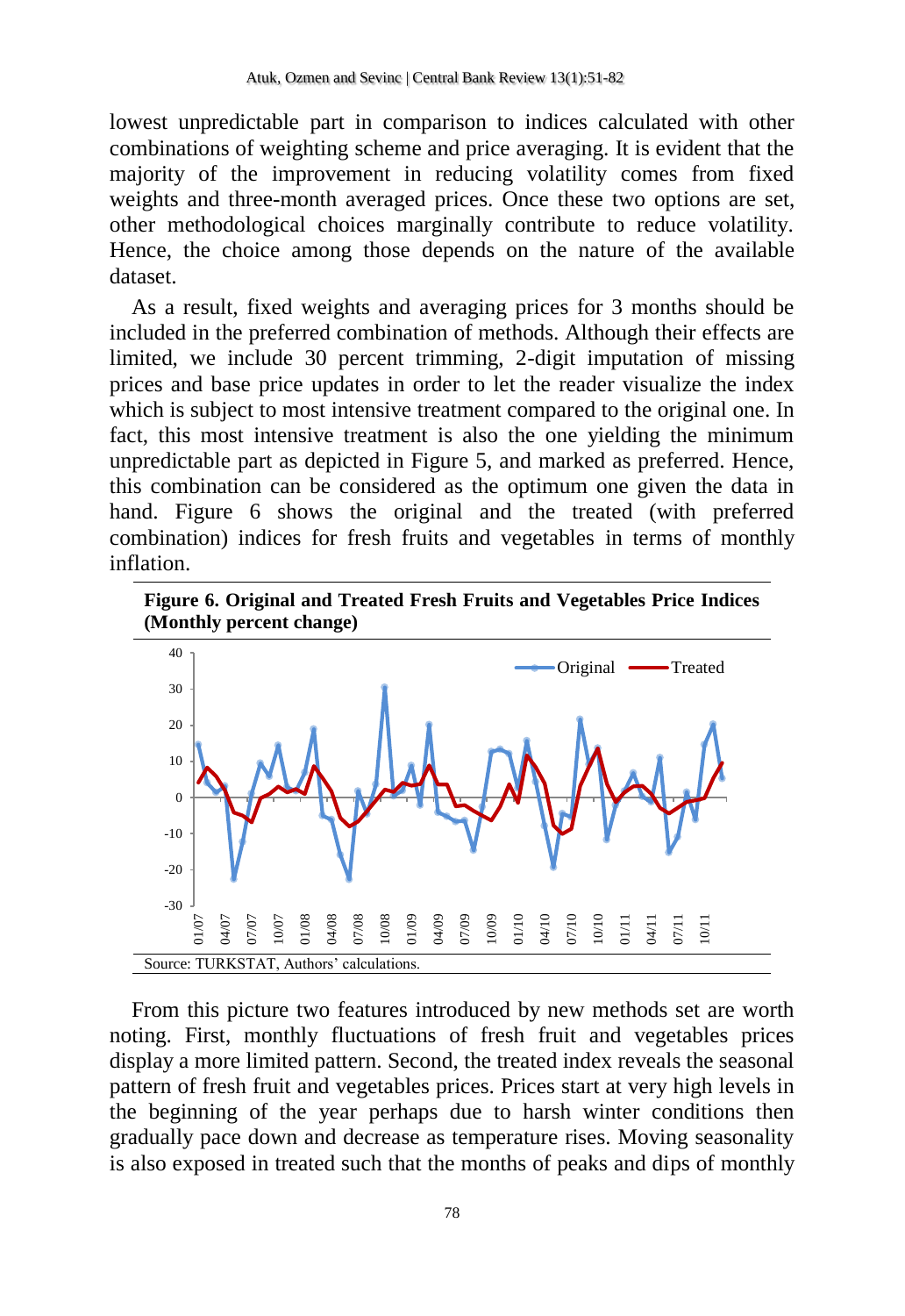lowest unpredictable part in comparison to indices calculated with other combinations of weighting scheme and price averaging. It is evident that the majority of the improvement in reducing volatility comes from fixed weights and three-month averaged prices. Once these two options are set, other methodological choices marginally contribute to reduce volatility. Hence, the choice among those depends on the nature of the available dataset.

As a result, fixed weights and averaging prices for 3 months should be included in the preferred combination of methods. Although their effects are limited, we include 30 percent trimming, 2-digit imputation of missing prices and base price updates in order to let the reader visualize the index which is subject to most intensive treatment compared to the original one. In fact, this most intensive treatment is also the one yielding the minimum unpredictable part as depicted in Figure 5, and marked as preferred. Hence, this combination can be considered as the optimum one given the data in hand. Figure 6 shows the original and the treated (with preferred combination) indices for fresh fruits and vegetables in terms of monthly inflation.

**Figure 6. Original and Treated Fresh Fruits and Vegetables Price Indices (Monthly percent change)**

Source: TURKSTAT, Authors' calculations.

From this picture two features introduced by new methods set are worth noting. First, monthly fluctuations of fresh fruit and vegetables prices display a more limited pattern. Second, the treated index reveals the seasonal pattern of fresh fruit and vegetables prices. Prices start at very high levels in the beginning of the year perhaps due to harsh winter conditions then gradually pace down and decrease as temperature rises. Moving seasonality is also exposed in treated such that the months of peaks and dips of monthly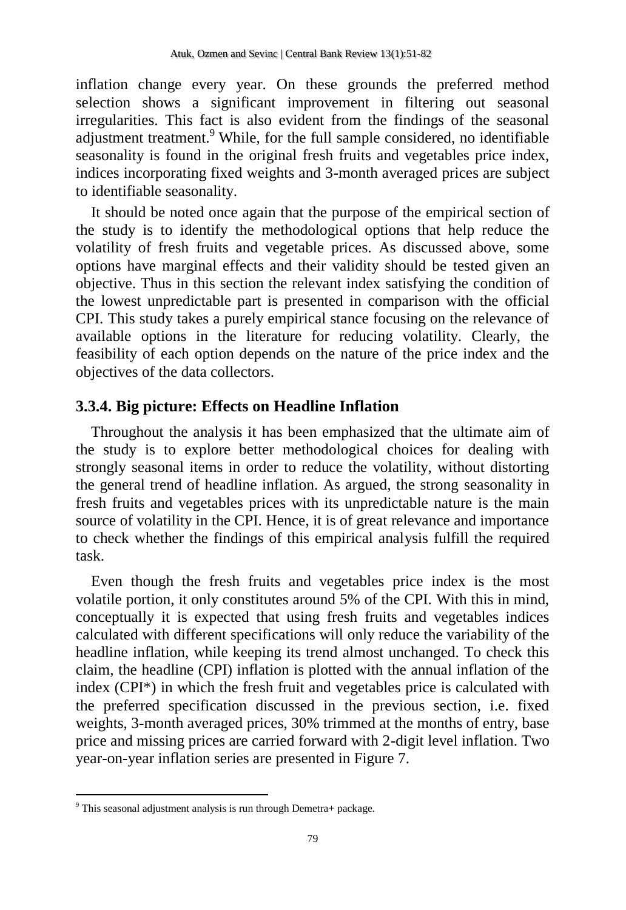inflation change every year. On these grounds the preferred method selection shows a significant improvement in filtering out seasonal irregularities. This fact is also evident from the findings of the seasonal adjustment treatment.[9] While, for the full sample considered, no identifiable seasonality is found in the original fresh fruits and vegetables price index, indices incorporating fixed weights and 3-month averaged prices are subject to identifiable seasonality.

It should be noted once again that the purpose of the empirical section of the study is to identify the methodological options that help reduce the volatility of fresh fruits and vegetable prices. As discussed above, some options have marginal effects and their validity should be tested given an objective. Thus in this section the relevant index satisfying the condition of the lowest unpredictable part is presented in comparison with the official CPI. This study takes a purely empirical stance focusing on the relevance of available options in the literature for reducing volatility. Clearly, the feasibility of each option depends on the nature of the price index and the objectives of the data collectors.

### 3.3.4. Big picture: Effects on Headline Inflation

Throughout the analysis it has been emphasized that the ultimate aim of the study is to explore better methodological choices for dealing with strongly seasonal items in order to reduce the volatility, without distorting the general trend of headline inflation. As argued, the strong seasonality in fresh fruits and vegetables prices with its unpredictable nature is the main source of volatility in the CPI. Hence, it is of great relevance and importance to check whether the findings of this empirical analysis fulfill the required task.

Even though the fresh fruits and vegetables price index is the most volatile portion, it only constitutes around 5% of the CPI. With this in mind, conceptually it is expected that using fresh fruits and vegetables indices calculated with different specifications will only reduce the variability of the headline inflation, while keeping its trend almost unchanged. To check this claim, the headline (CPI) inflation is plotted with the annual inflation of the index (CPI*) in which the fresh fruit and vegetables price is calculated with the preferred specification discussed in the previous section, i.e. fixed weights, 3-month averaged prices, 30% trimmed at the months of entry, base price and missing prices are carried forward with 2-digit level inflation. Two year-on-year inflation series are presented in Figure 7.

---

[9] This seasonal adjustment analysis is run through Demetra+ package.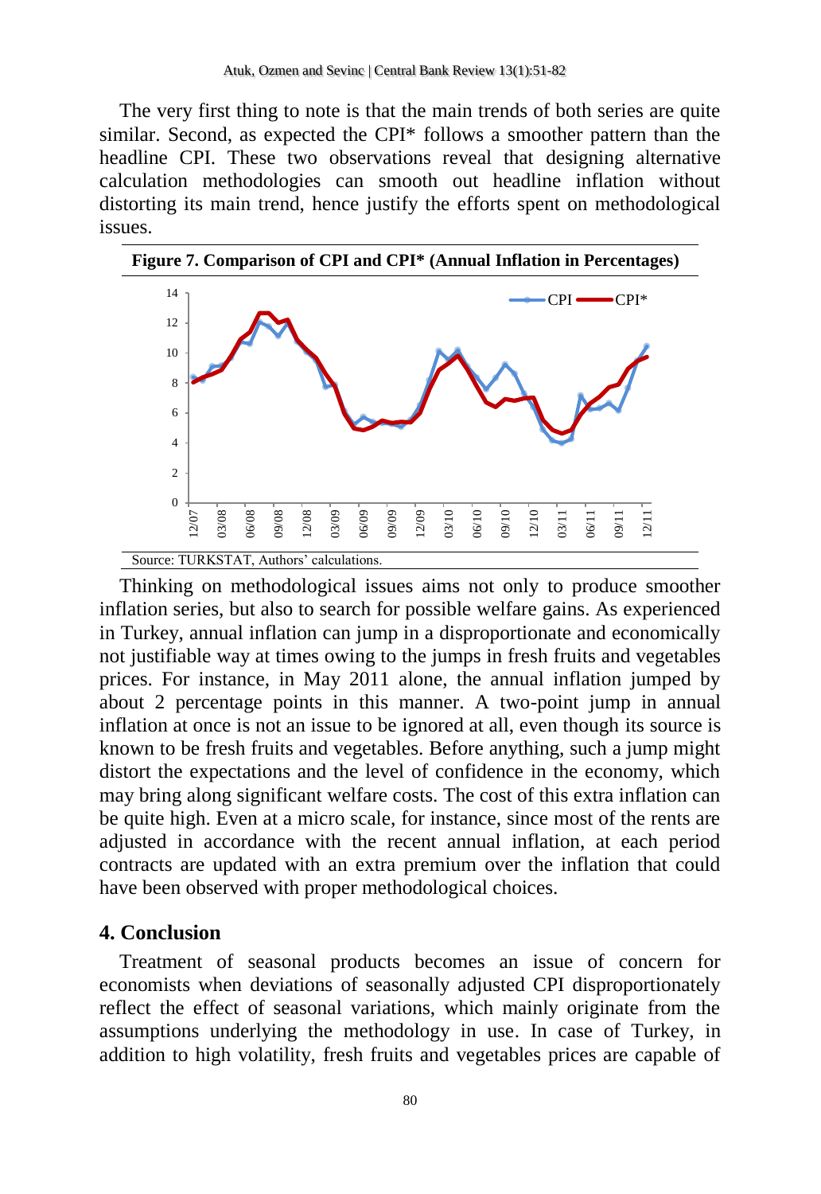The very first thing to note is that the main trends of both series are quite similar. Second, as expected the CPI* follows a smoother pattern than the headline CPI. These two observations reveal that designing alternative calculation methodologies can smooth out headline inflation without distorting its main trend, hence justify the efforts spent on methodological issues.

**Figure 7. Comparison of CPI and CPI* (Annual Inflation in Percentages)**

Source: TURKSTAT, Authors' calculations.

Thinking on methodological issues aims not only to produce smoother inflation series, but also to search for possible welfare gains. As experienced in Turkey, annual inflation can jump in a disproportionate and economically not justifiable way at times owing to the jumps in fresh fruits and vegetables prices. For instance, in May 2011 alone, the annual inflation jumped by about 2 percentage points in this manner. A two-point jump in annual inflation at once is not an issue to be ignored at all, even though its source is known to be fresh fruits and vegetables. Before anything, such a jump might distort the expectations and the level of confidence in the economy, which may bring along significant welfare costs. The cost of this extra inflation can be quite high. Even at a micro scale, for instance, since most of the rents are adjusted in accordance with the recent annual inflation, at each period contracts are updated with an extra premium over the inflation that could have been observed with proper methodological choices.

## 4. Conclusion

Treatment of seasonal products becomes an issue of concern for economists when deviations of seasonally adjusted CPI disproportionately reflect the effect of seasonal variations, which mainly originate from the assumptions underlying the methodology in use. In case of Turkey, in addition to high volatility, fresh fruits and vegetables prices are capable of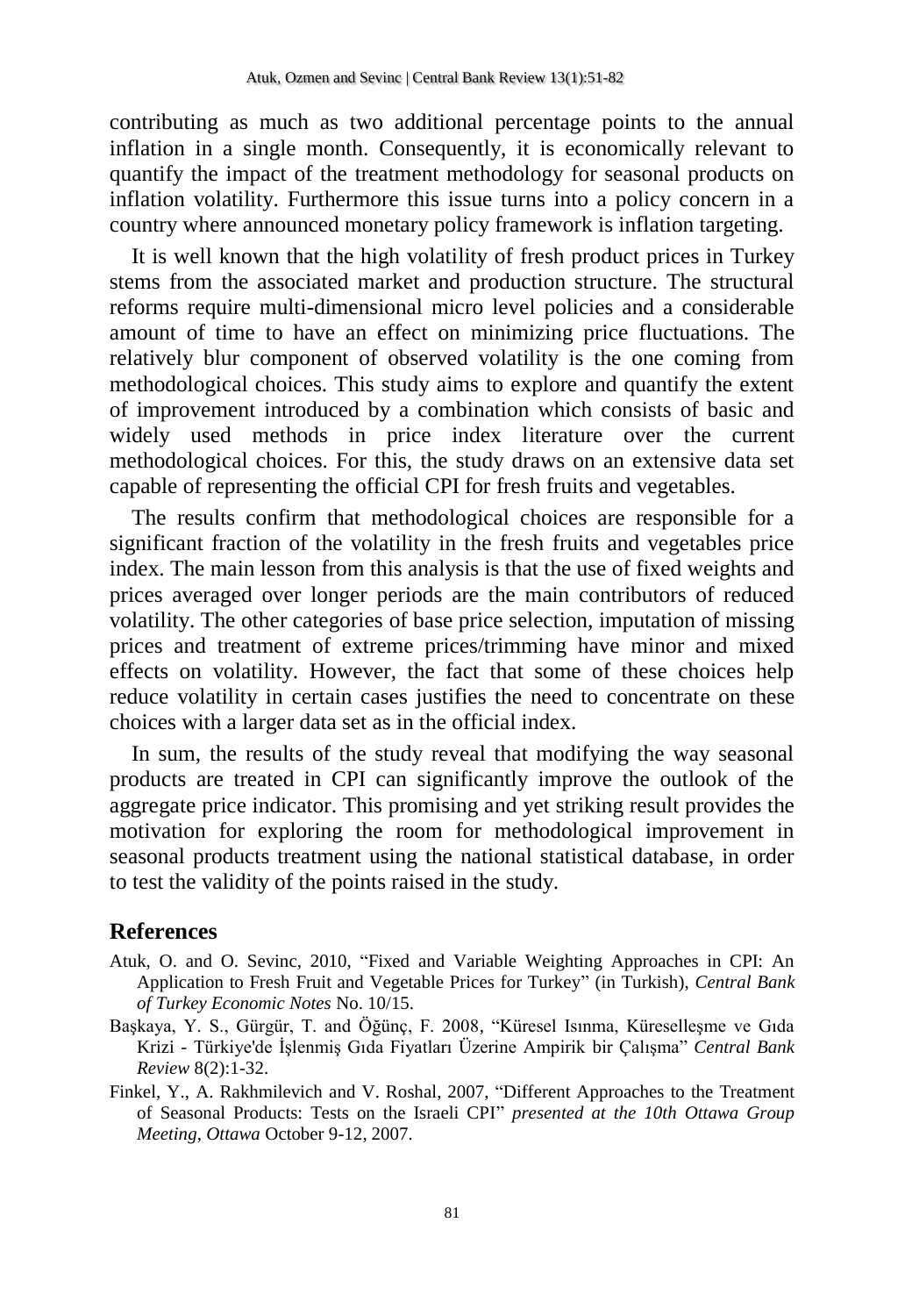contributing as much as two additional percentage points to the annual inflation in a single month. Consequently, it is economically relevant to quantify the impact of the treatment methodology for seasonal products on inflation volatility. Furthermore this issue turns into a policy concern in a country where announced monetary policy framework is inflation targeting.

It is well known that the high volatility of fresh product prices in Turkey stems from the associated market and production structure. The structural reforms require multi-dimensional micro level policies and a considerable amount of time to have an effect on minimizing price fluctuations. The relatively blur component of observed volatility is the one coming from methodological choices. This study aims to explore and quantify the extent of improvement introduced by a combination which consists of basic and widely used methods in price index literature over the current methodological choices. For this, the study draws on an extensive data set capable of representing the official CPI for fresh fruits and vegetables.

The results confirm that methodological choices are responsible for a significant fraction of the volatility in the fresh fruits and vegetables price index. The main lesson from this analysis is that the use of fixed weights and prices averaged over longer periods are the main contributors of reduced volatility. The other categories of base price selection, imputation of missing prices and treatment of extreme prices/trimming have minor and mixed effects on volatility. However, the fact that some of these choices help reduce volatility in certain cases justifies the need to concentrate on these choices with a larger data set as in the official index.

In sum, the results of the study reveal that modifying the way seasonal products are treated in CPI can significantly improve the outlook of the aggregate price indicator. This promising and yet striking result provides the motivation for exploring the room for methodological improvement in seasonal products treatment using the national statistical database, in order to test the validity of the points raised in the study.

## References

Atuk, O. and O. Sevinc, 2010, "Fixed and Variable Weighting Approaches in CPI: An Application to Fresh Fruit and Vegetable Prices for Turkey" (in Turkish), *Central Bank of Turkey Economic Notes* No. 10/15.

Başkaya, Y. S., Gürgür, T. and Öğünç, F. 2008, "Küresel Isınma, Küreselleşme ve Gıda Krizi - Türkiye'de İşlenmiş Gıda Fiyatları Üzerine Ampirik bir Çalışma" *Central Bank Review* 8(2):1-32.

Finkel, Y., A. Rakhmilevich and V. Roshal, 2007, "Different Approaches to the Treatment of Seasonal Products: Tests on the Israeli CPI" *presented at the 10th Ottawa Group Meeting, Ottawa* October 9-12, 2007.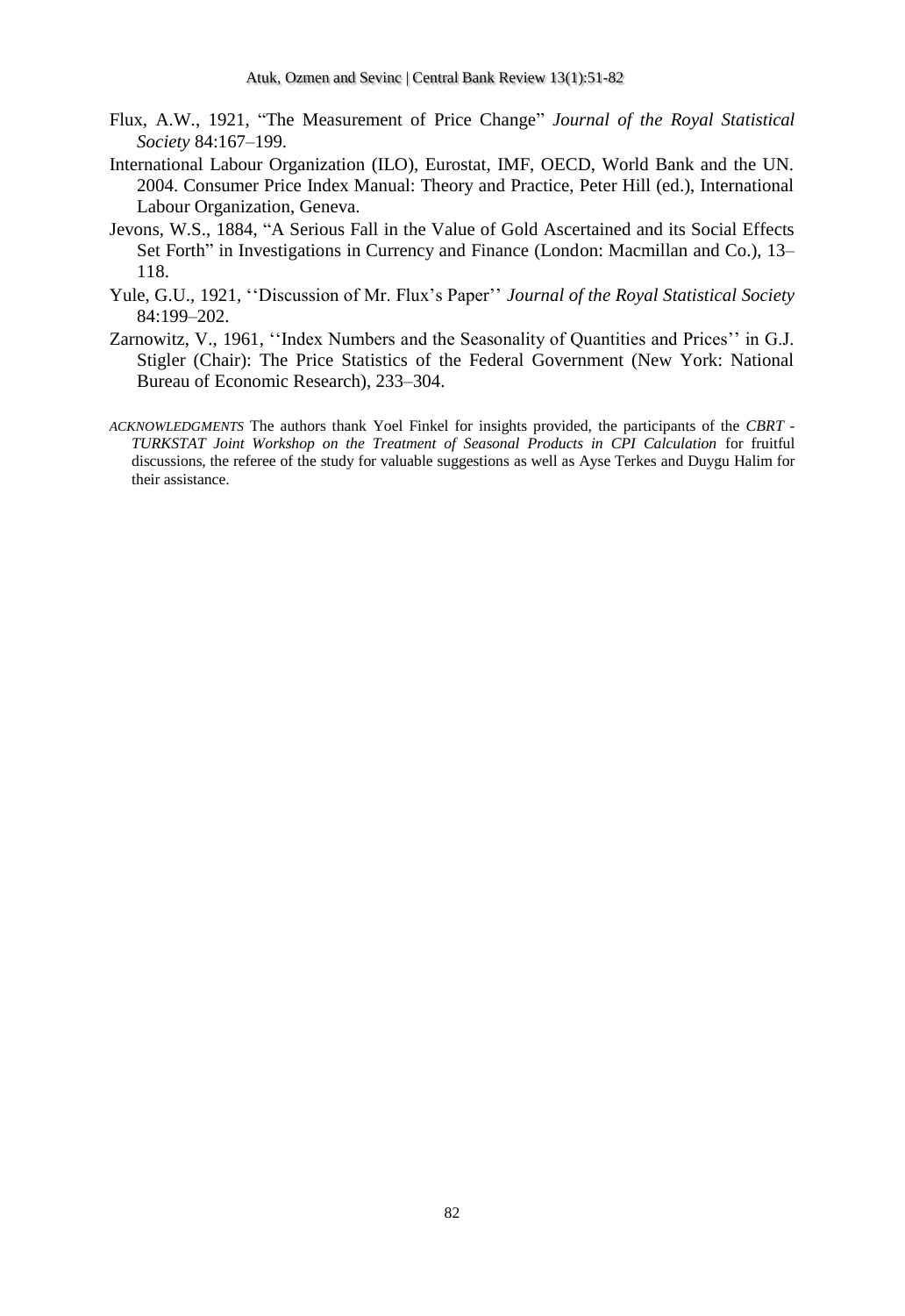Flux, A.W., 1921, "The Measurement of Price Change" *Journal of the Royal Statistical Society* 84:167–199.

International Labour Organization (ILO), Eurostat, IMF, OECD, World Bank and the UN. 2004. Consumer Price Index Manual: Theory and Practice, Peter Hill (ed.), International Labour Organization, Geneva.

Jevons, W.S., 1884, "A Serious Fall in the Value of Gold Ascertained and its Social Effects Set Forth" in Investigations in Currency and Finance (London: Macmillan and Co.), 13–118.

Yule, G.U., 1921, ''Discussion of Mr. Flux's Paper'' *Journal of the Royal Statistical Society* 84:199–202.

Zarnowitz, V., 1961, ''Index Numbers and the Seasonality of Quantities and Prices'' in G.J. Stigler (Chair): The Price Statistics of the Federal Government (New York: National Bureau of Economic Research), 233–304.

*ACKNOWLEDGMENTS* The authors thank Yoel Finkel for insights provided, the participants of the *CBRT - TURKSTAT Joint Workshop on the Treatment of Seasonal Products in CPI Calculation* for fruitful discussions, the referee of the study for valuable suggestions as well as Ayse Terkes and Duygu Halim for their assistance.